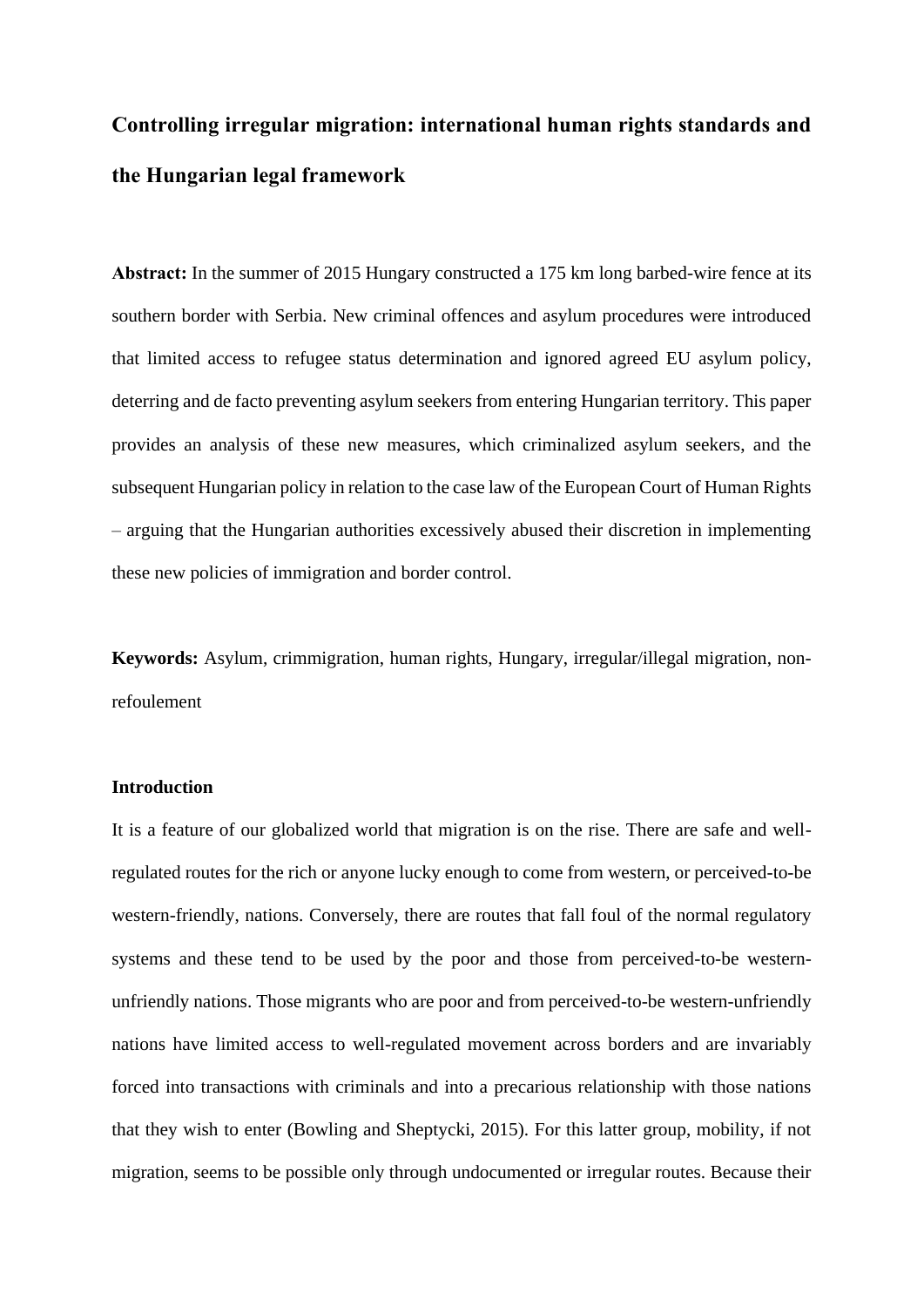# Controlling irregular migration: international human rights standards and the Hungarian legal framework

**Abstract:** In the summer of 2015 Hungary constructed a 175 km long barbed-wire fence at its southern border with Serbia. New criminal offences and asylum procedures were introduced that limited access to refugee status determination and ignored agreed EU asylum policy, deterring and de facto preventing asylum seekers from entering Hungarian territory. This paper provides an analysis of these new measures, which criminalized asylum seekers, and the subsequent Hungarian policy in relation to the case law of the European Court of Human Rights – arguing that the Hungarian authorities excessively abused their discretion in implementing these new policies of immigration and border control.

**Keywords:** Asylum, crimmigration, human rights, Hungary, irregular/illegal migration, non-refoulement

## Introduction

It is a feature of our globalized world that migration is on the rise. There are safe and well-regulated routes for the rich or anyone lucky enough to come from western, or perceived-to-be western-friendly, nations. Conversely, there are routes that fall foul of the normal regulatory systems and these tend to be used by the poor and those from perceived-to-be western-unfriendly nations. Those migrants who are poor and from perceived-to-be western-unfriendly nations have limited access to well-regulated movement across borders and are invariably forced into transactions with criminals and into a precarious relationship with those nations that they wish to enter (Bowling and Sheptycki, 2015). For this latter group, mobility, if not migration, seems to be possible only through undocumented or irregular routes. Because their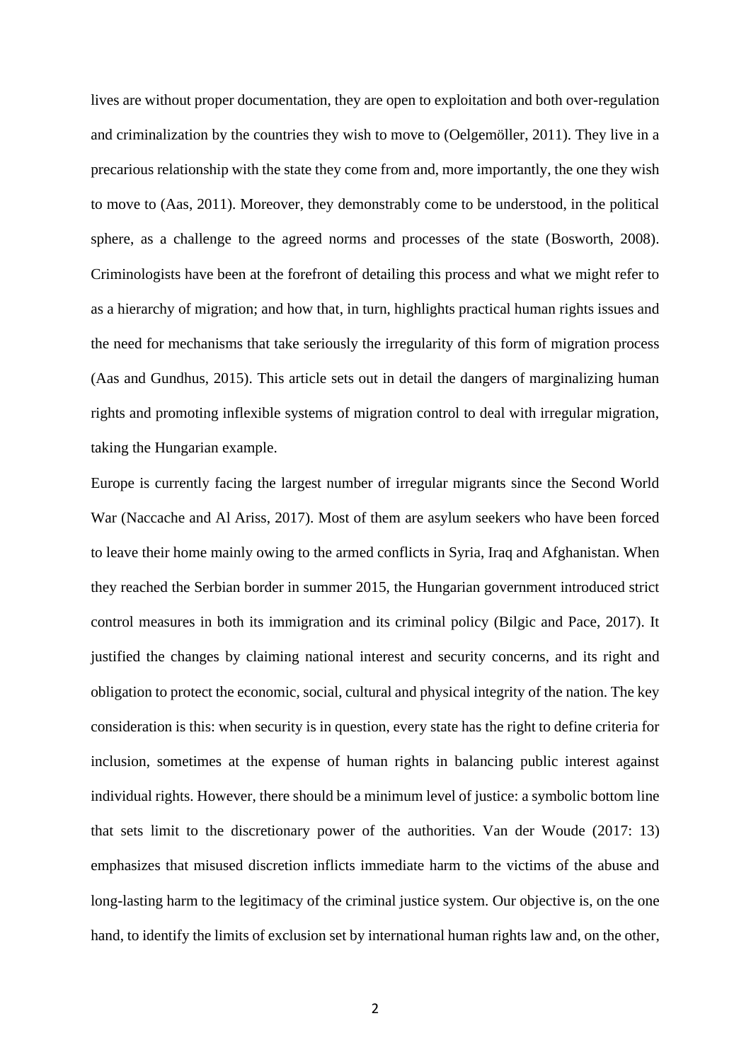lives are without proper documentation, they are open to exploitation and both over-regulation and criminalization by the countries they wish to move to (Oelgemöller, 2011). They live in a precarious relationship with the state they come from and, more importantly, the one they wish to move to (Aas, 2011). Moreover, they demonstrably come to be understood, in the political sphere, as a challenge to the agreed norms and processes of the state (Bosworth, 2008). Criminologists have been at the forefront of detailing this process and what we might refer to as a hierarchy of migration; and how that, in turn, highlights practical human rights issues and the need for mechanisms that take seriously the irregularity of this form of migration process (Aas and Gundhus, 2015). This article sets out in detail the dangers of marginalizing human rights and promoting inflexible systems of migration control to deal with irregular migration, taking the Hungarian example.

Europe is currently facing the largest number of irregular migrants since the Second World War (Naccache and Al Ariss, 2017). Most of them are asylum seekers who have been forced to leave their home mainly owing to the armed conflicts in Syria, Iraq and Afghanistan. When they reached the Serbian border in summer 2015, the Hungarian government introduced strict control measures in both its immigration and its criminal policy (Bilgic and Pace, 2017). It justified the changes by claiming national interest and security concerns, and its right and obligation to protect the economic, social, cultural and physical integrity of the nation. The key consideration is this: when security is in question, every state has the right to define criteria for inclusion, sometimes at the expense of human rights in balancing public interest against individual rights. However, there should be a minimum level of justice: a symbolic bottom line that sets limit to the discretionary power of the authorities. Van der Woude (2017: 13) emphasizes that misused discretion inflicts immediate harm to the victims of the abuse and long-lasting harm to the legitimacy of the criminal justice system. Our objective is, on the one hand, to identify the limits of exclusion set by international human rights law and, on the other,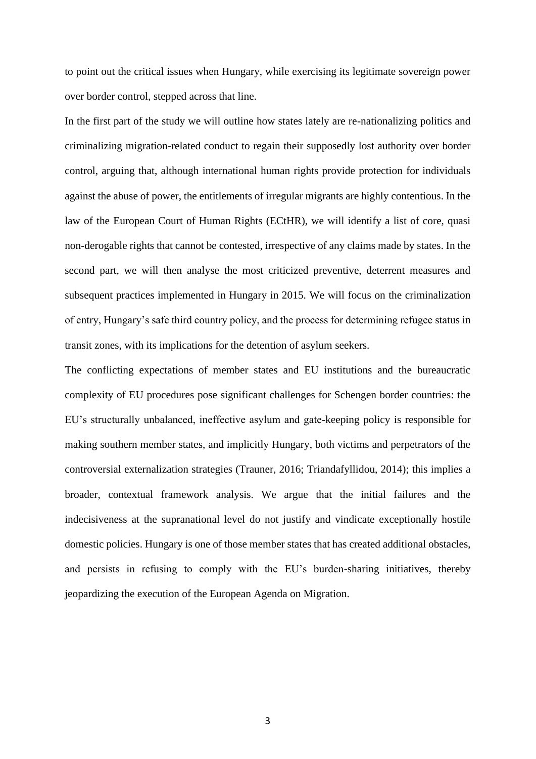to point out the critical issues when Hungary, while exercising its legitimate sovereign power over border control, stepped across that line.

In the first part of the study we will outline how states lately are re-nationalizing politics and criminalizing migration-related conduct to regain their supposedly lost authority over border control, arguing that, although international human rights provide protection for individuals against the abuse of power, the entitlements of irregular migrants are highly contentious. In the law of the European Court of Human Rights (ECtHR), we will identify a list of core, quasi non-derogable rights that cannot be contested, irrespective of any claims made by states. In the second part, we will then analyse the most criticized preventive, deterrent measures and subsequent practices implemented in Hungary in 2015. We will focus on the criminalization of entry, Hungary's safe third country policy, and the process for determining refugee status in transit zones, with its implications for the detention of asylum seekers.

The conflicting expectations of member states and EU institutions and the bureaucratic complexity of EU procedures pose significant challenges for Schengen border countries: the EU's structurally unbalanced, ineffective asylum and gate-keeping policy is responsible for making southern member states, and implicitly Hungary, both victims and perpetrators of the controversial externalization strategies (Trauner, 2016; Triandafyllidou, 2014); this implies a broader, contextual framework analysis. We argue that the initial failures and the indecisiveness at the supranational level do not justify and vindicate exceptionally hostile domestic policies. Hungary is one of those member states that has created additional obstacles, and persists in refusing to comply with the EU's burden-sharing initiatives, thereby jeopardizing the execution of the European Agenda on Migration.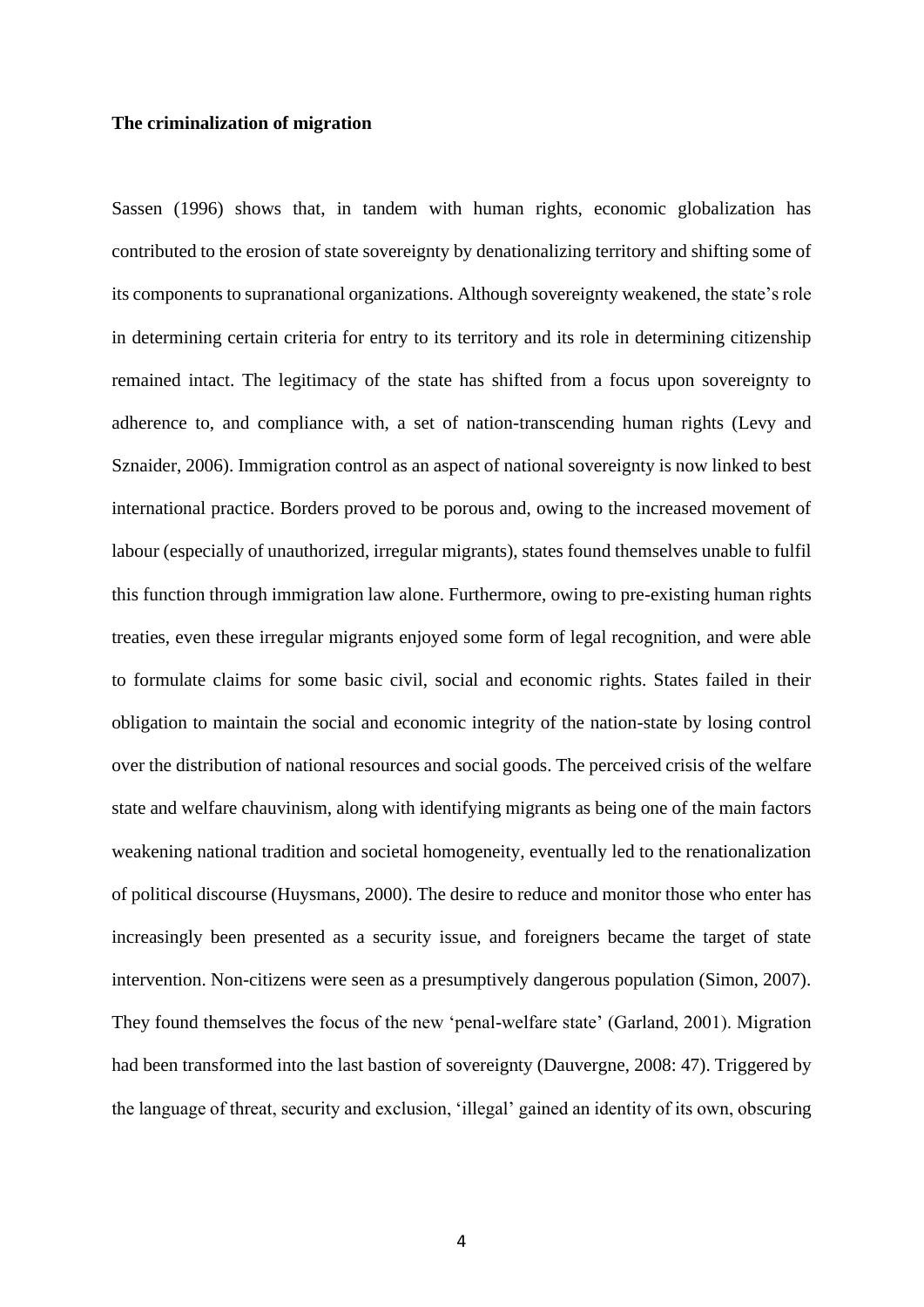**The criminalization of migration**

Sassen (1996) shows that, in tandem with human rights, economic globalization has contributed to the erosion of state sovereignty by denationalizing territory and shifting some of its components to supranational organizations. Although sovereignty weakened, the state's role in determining certain criteria for entry to its territory and its role in determining citizenship remained intact. The legitimacy of the state has shifted from a focus upon sovereignty to adherence to, and compliance with, a set of nation-transcending human rights (Levy and Sznaider, 2006). Immigration control as an aspect of national sovereignty is now linked to best international practice. Borders proved to be porous and, owing to the increased movement of labour (especially of unauthorized, irregular migrants), states found themselves unable to fulfil this function through immigration law alone. Furthermore, owing to pre-existing human rights treaties, even these irregular migrants enjoyed some form of legal recognition, and were able to formulate claims for some basic civil, social and economic rights. States failed in their obligation to maintain the social and economic integrity of the nation-state by losing control over the distribution of national resources and social goods. The perceived crisis of the welfare state and welfare chauvinism, along with identifying migrants as being one of the main factors weakening national tradition and societal homogeneity, eventually led to the renationalization of political discourse (Huysmans, 2000). The desire to reduce and monitor those who enter has increasingly been presented as a security issue, and foreigners became the target of state intervention. Non-citizens were seen as a presumptively dangerous population (Simon, 2007). They found themselves the focus of the new 'penal-welfare state' (Garland, 2001). Migration had been transformed into the last bastion of sovereignty (Dauvergne, 2008: 47). Triggered by the language of threat, security and exclusion, 'illegal' gained an identity of its own, obscuring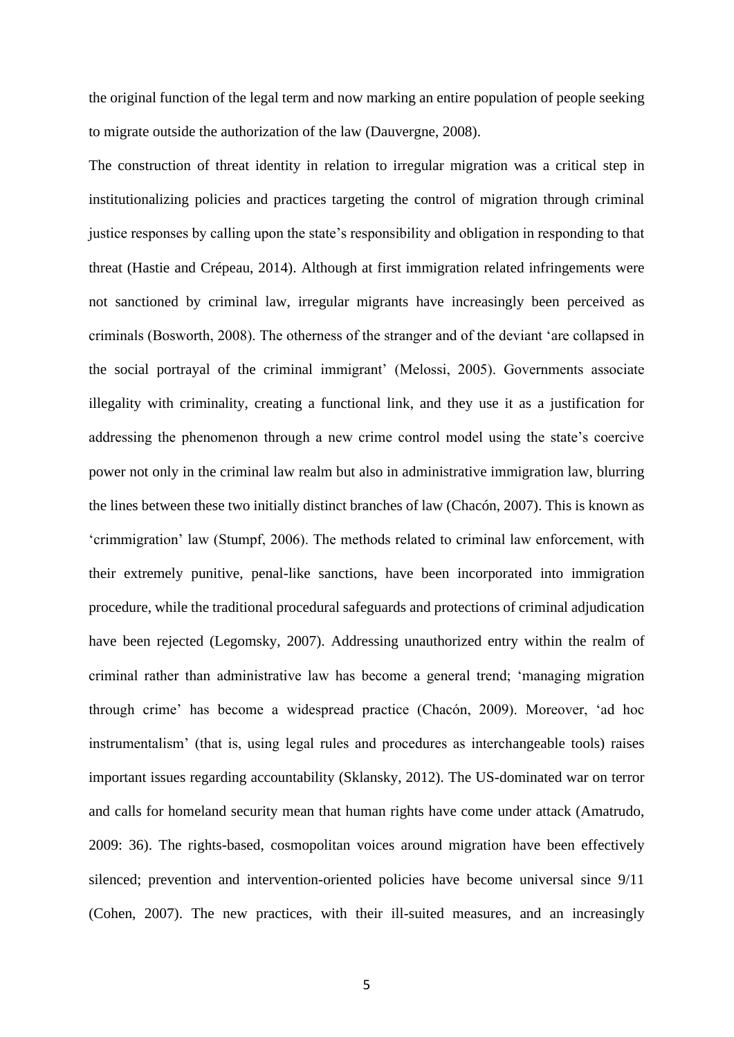the original function of the legal term and now marking an entire population of people seeking to migrate outside the authorization of the law (Dauvergne, 2008).

The construction of threat identity in relation to irregular migration was a critical step in institutionalizing policies and practices targeting the control of migration through criminal justice responses by calling upon the state's responsibility and obligation in responding to that threat (Hastie and Crépeau, 2014). Although at first immigration related infringements were not sanctioned by criminal law, irregular migrants have increasingly been perceived as criminals (Bosworth, 2008). The otherness of the stranger and of the deviant 'are collapsed in the social portrayal of the criminal immigrant' (Melossi, 2005). Governments associate illegality with criminality, creating a functional link, and they use it as a justification for addressing the phenomenon through a new crime control model using the state's coercive power not only in the criminal law realm but also in administrative immigration law, blurring the lines between these two initially distinct branches of law (Chacón, 2007). This is known as 'crimmigration' law (Stumpf, 2006). The methods related to criminal law enforcement, with their extremely punitive, penal-like sanctions, have been incorporated into immigration procedure, while the traditional procedural safeguards and protections of criminal adjudication have been rejected (Legomsky, 2007). Addressing unauthorized entry within the realm of criminal rather than administrative law has become a general trend; 'managing migration through crime' has become a widespread practice (Chacón, 2009). Moreover, 'ad hoc instrumentalism' (that is, using legal rules and procedures as interchangeable tools) raises important issues regarding accountability (Sklansky, 2012). The US-dominated war on terror and calls for homeland security mean that human rights have come under attack (Amatrudo, 2009: 36). The rights-based, cosmopolitan voices around migration have been effectively silenced; prevention and intervention-oriented policies have become universal since 9/11 (Cohen, 2007). The new practices, with their ill-suited measures, and an increasingly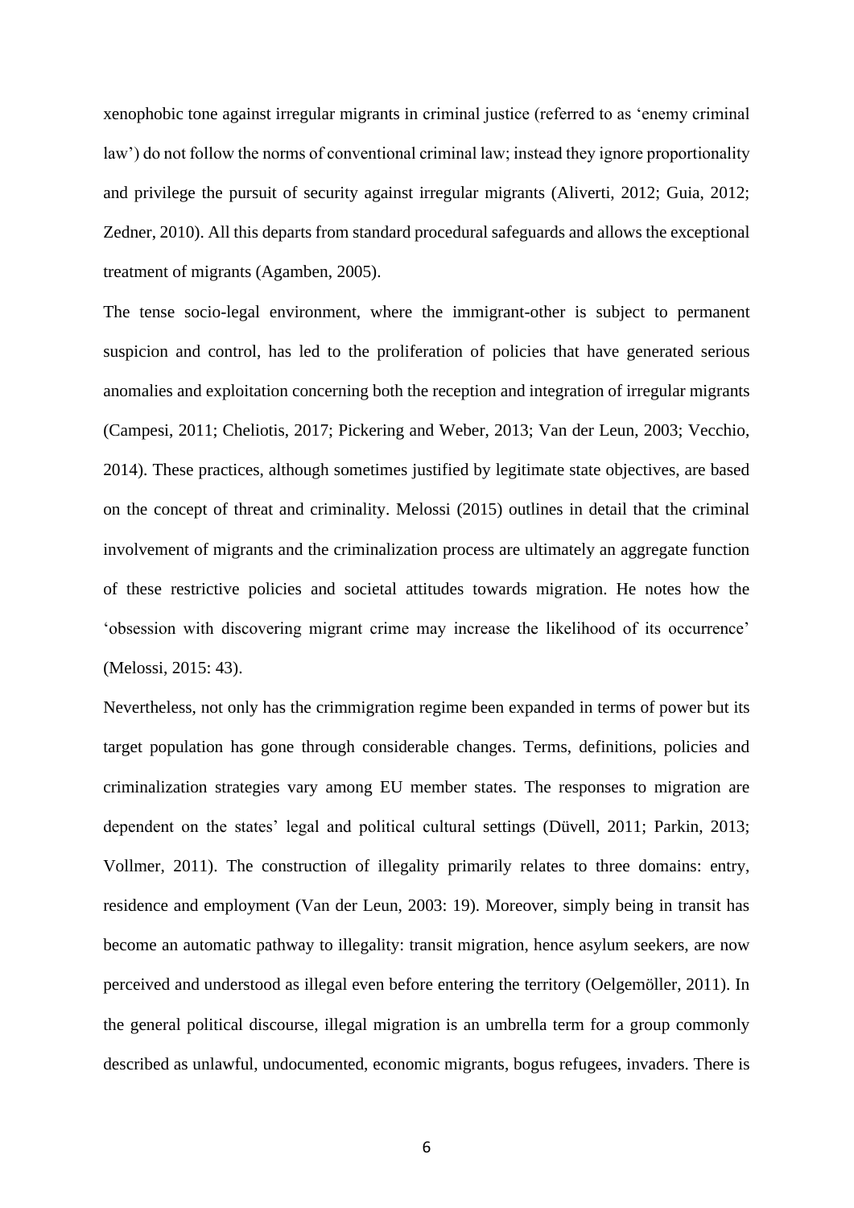xenophobic tone against irregular migrants in criminal justice (referred to as 'enemy criminal law') do not follow the norms of conventional criminal law; instead they ignore proportionality and privilege the pursuit of security against irregular migrants (Aliverti, 2012; Guia, 2012; Zedner, 2010). All this departs from standard procedural safeguards and allows the exceptional treatment of migrants (Agamben, 2005).

The tense socio-legal environment, where the immigrant-other is subject to permanent suspicion and control, has led to the proliferation of policies that have generated serious anomalies and exploitation concerning both the reception and integration of irregular migrants (Campesi, 2011; Cheliotis, 2017; Pickering and Weber, 2013; Van der Leun, 2003; Vecchio, 2014). These practices, although sometimes justified by legitimate state objectives, are based on the concept of threat and criminality. Melossi (2015) outlines in detail that the criminal involvement of migrants and the criminalization process are ultimately an aggregate function of these restrictive policies and societal attitudes towards migration. He notes how the 'obsession with discovering migrant crime may increase the likelihood of its occurrence' (Melossi, 2015: 43).

Nevertheless, not only has the crimmigration regime been expanded in terms of power but its target population has gone through considerable changes. Terms, definitions, policies and criminalization strategies vary among EU member states. The responses to migration are dependent on the states' legal and political cultural settings (Düvell, 2011; Parkin, 2013; Vollmer, 2011). The construction of illegality primarily relates to three domains: entry, residence and employment (Van der Leun, 2003: 19). Moreover, simply being in transit has become an automatic pathway to illegality: transit migration, hence asylum seekers, are now perceived and understood as illegal even before entering the territory (Oelgemöller, 2011). In the general political discourse, illegal migration is an umbrella term for a group commonly described as unlawful, undocumented, economic migrants, bogus refugees, invaders. There is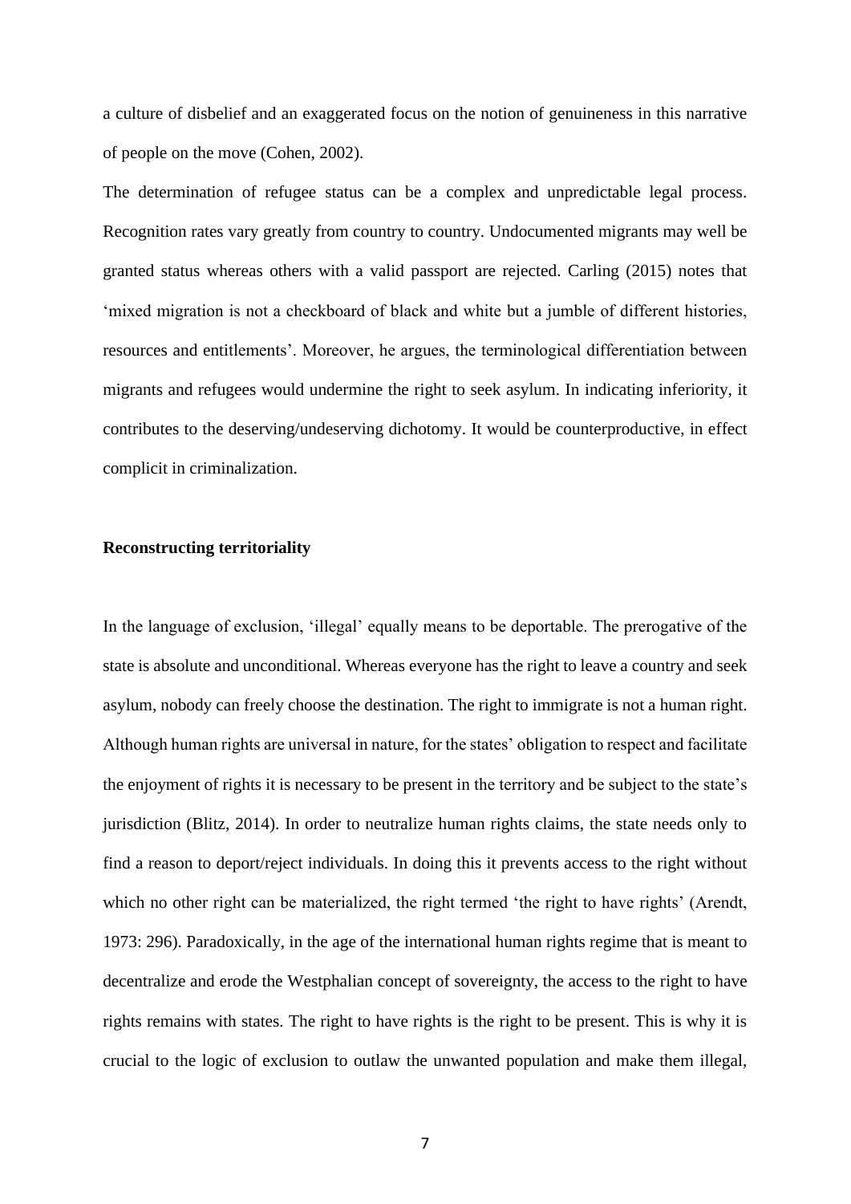a culture of disbelief and an exaggerated focus on the notion of genuineness in this narrative of people on the move (Cohen, 2002).

The determination of refugee status can be a complex and unpredictable legal process. Recognition rates vary greatly from country to country. Undocumented migrants may well be granted status whereas others with a valid passport are rejected. Carling (2015) notes that 'mixed migration is not a checkboard of black and white but a jumble of different histories, resources and entitlements'. Moreover, he argues, the terminological differentiation between migrants and refugees would undermine the right to seek asylum. In indicating inferiority, it contributes to the deserving/undeserving dichotomy. It would be counterproductive, in effect complicit in criminalization.

**Reconstructing territoriality**

In the language of exclusion, 'illegal' equally means to be deportable. The prerogative of the state is absolute and unconditional. Whereas everyone has the right to leave a country and seek asylum, nobody can freely choose the destination. The right to immigrate is not a human right. Although human rights are universal in nature, for the states' obligation to respect and facilitate the enjoyment of rights it is necessary to be present in the territory and be subject to the state's jurisdiction (Blitz, 2014). In order to neutralize human rights claims, the state needs only to find a reason to deport/reject individuals. In doing this it prevents access to the right without which no other right can be materialized, the right termed 'the right to have rights' (Arendt, 1973: 296). Paradoxically, in the age of the international human rights regime that is meant to decentralize and erode the Westphalian concept of sovereignty, the access to the right to have rights remains with states. The right to have rights is the right to be present. This is why it is crucial to the logic of exclusion to outlaw the unwanted population and make them illegal,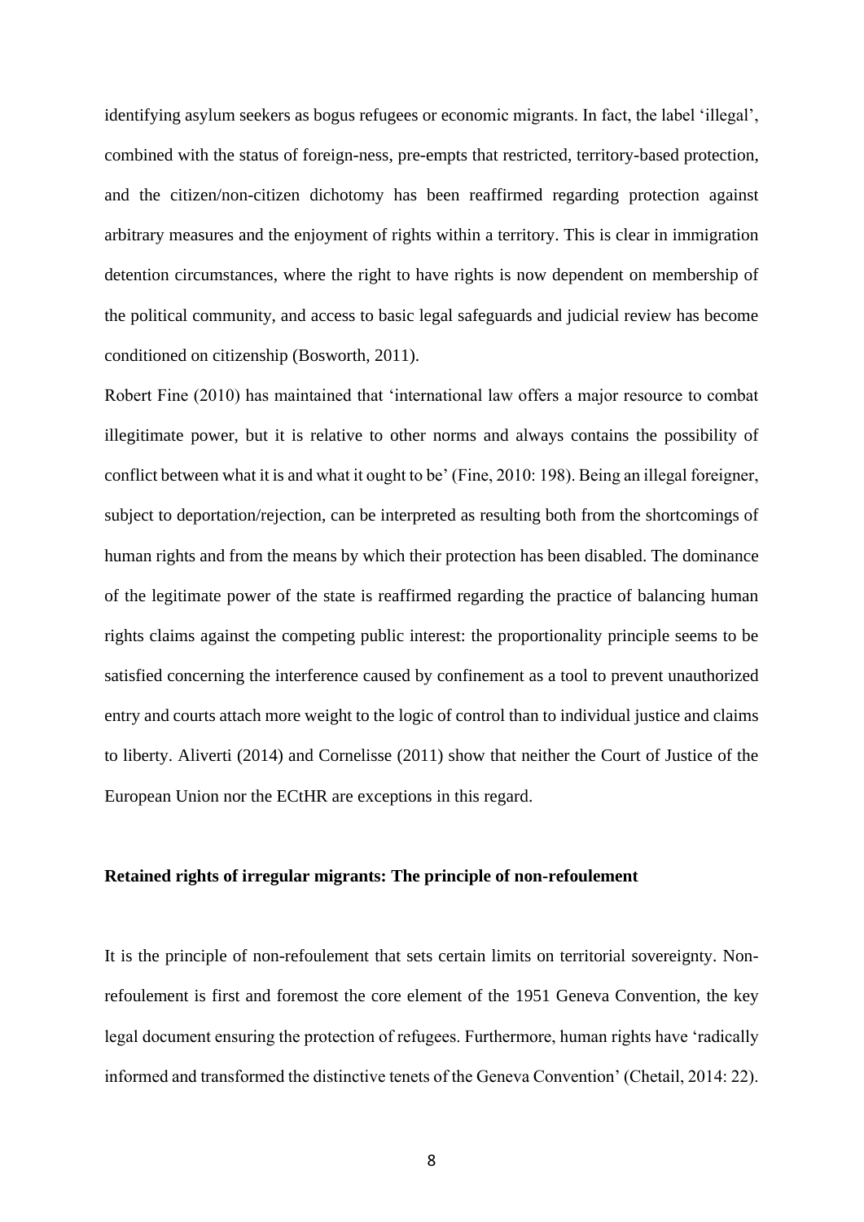identifying asylum seekers as bogus refugees or economic migrants. In fact, the label 'illegal', combined with the status of foreign-ness, pre-empts that restricted, territory-based protection, and the citizen/non-citizen dichotomy has been reaffirmed regarding protection against arbitrary measures and the enjoyment of rights within a territory. This is clear in immigration detention circumstances, where the right to have rights is now dependent on membership of the political community, and access to basic legal safeguards and judicial review has become conditioned on citizenship (Bosworth, 2011).

Robert Fine (2010) has maintained that 'international law offers a major resource to combat illegitimate power, but it is relative to other norms and always contains the possibility of conflict between what it is and what it ought to be' (Fine, 2010: 198). Being an illegal foreigner, subject to deportation/rejection, can be interpreted as resulting both from the shortcomings of human rights and from the means by which their protection has been disabled. The dominance of the legitimate power of the state is reaffirmed regarding the practice of balancing human rights claims against the competing public interest: the proportionality principle seems to be satisfied concerning the interference caused by confinement as a tool to prevent unauthorized entry and courts attach more weight to the logic of control than to individual justice and claims to liberty. Aliverti (2014) and Cornelisse (2011) show that neither the Court of Justice of the European Union nor the ECtHR are exceptions in this regard.

**Retained rights of irregular migrants: The principle of non-refoulement**

It is the principle of non-refoulement that sets certain limits on territorial sovereignty. Non-refoulement is first and foremost the core element of the 1951 Geneva Convention, the key legal document ensuring the protection of refugees. Furthermore, human rights have 'radically informed and transformed the distinctive tenets of the Geneva Convention' (Chetail, 2014: 22).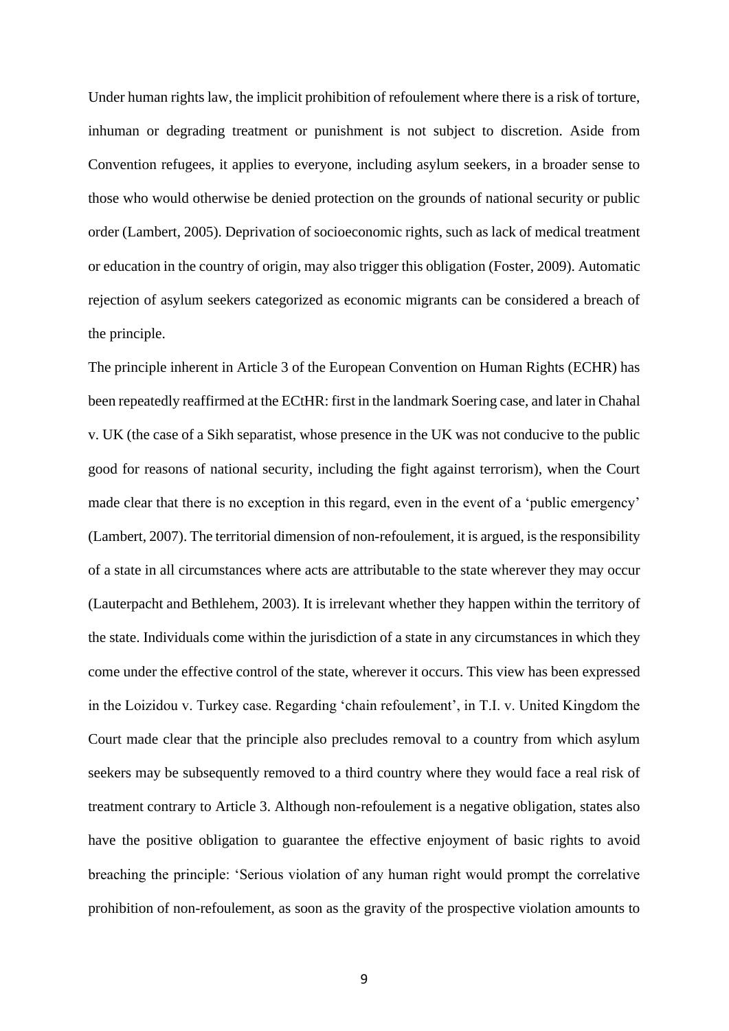Under human rights law, the implicit prohibition of refoulement where there is a risk of torture, inhuman or degrading treatment or punishment is not subject to discretion. Aside from Convention refugees, it applies to everyone, including asylum seekers, in a broader sense to those who would otherwise be denied protection on the grounds of national security or public order (Lambert, 2005). Deprivation of socioeconomic rights, such as lack of medical treatment or education in the country of origin, may also trigger this obligation (Foster, 2009). Automatic rejection of asylum seekers categorized as economic migrants can be considered a breach of the principle.

The principle inherent in Article 3 of the European Convention on Human Rights (ECHR) has been repeatedly reaffirmed at the ECtHR: first in the landmark Soering case, and later in Chahal v. UK (the case of a Sikh separatist, whose presence in the UK was not conducive to the public good for reasons of national security, including the fight against terrorism), when the Court made clear that there is no exception in this regard, even in the event of a 'public emergency' (Lambert, 2007). The territorial dimension of non-refoulement, it is argued, is the responsibility of a state in all circumstances where acts are attributable to the state wherever they may occur (Lauterpacht and Bethlehem, 2003). It is irrelevant whether they happen within the territory of the state. Individuals come within the jurisdiction of a state in any circumstances in which they come under the effective control of the state, wherever it occurs. This view has been expressed in the Loizidou v. Turkey case. Regarding 'chain refoulement', in T.I. v. United Kingdom the Court made clear that the principle also precludes removal to a country from which asylum seekers may be subsequently removed to a third country where they would face a real risk of treatment contrary to Article 3. Although non-refoulement is a negative obligation, states also have the positive obligation to guarantee the effective enjoyment of basic rights to avoid breaching the principle: 'Serious violation of any human right would prompt the correlative prohibition of non-refoulement, as soon as the gravity of the prospective violation amounts to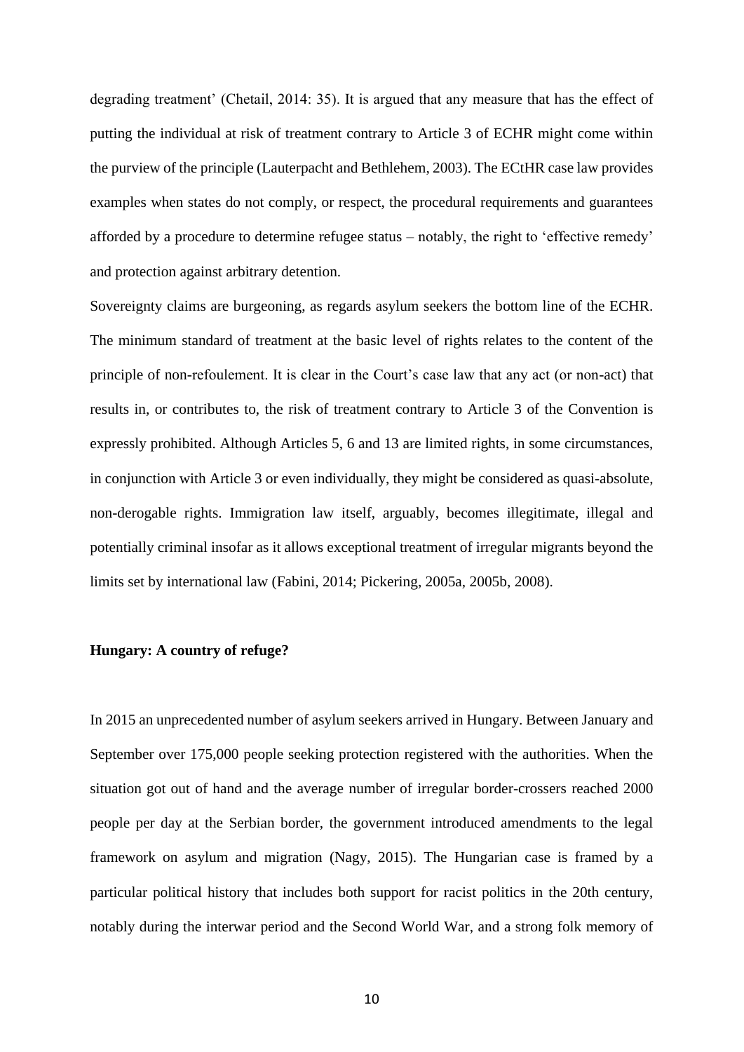degrading treatment' (Chetail, 2014: 35). It is argued that any measure that has the effect of putting the individual at risk of treatment contrary to Article 3 of ECHR might come within the purview of the principle (Lauterpacht and Bethlehem, 2003). The ECtHR case law provides examples when states do not comply, or respect, the procedural requirements and guarantees afforded by a procedure to determine refugee status – notably, the right to 'effective remedy' and protection against arbitrary detention.

Sovereignty claims are burgeoning, as regards asylum seekers the bottom line of the ECHR. The minimum standard of treatment at the basic level of rights relates to the content of the principle of non-refoulement. It is clear in the Court's case law that any act (or non-act) that results in, or contributes to, the risk of treatment contrary to Article 3 of the Convention is expressly prohibited. Although Articles 5, 6 and 13 are limited rights, in some circumstances, in conjunction with Article 3 or even individually, they might be considered as quasi-absolute, non-derogable rights. Immigration law itself, arguably, becomes illegitimate, illegal and potentially criminal insofar as it allows exceptional treatment of irregular migrants beyond the limits set by international law (Fabini, 2014; Pickering, 2005a, 2005b, 2008).

**Hungary: A country of refuge?**

In 2015 an unprecedented number of asylum seekers arrived in Hungary. Between January and September over 175,000 people seeking protection registered with the authorities. When the situation got out of hand and the average number of irregular border-crossers reached 2000 people per day at the Serbian border, the government introduced amendments to the legal framework on asylum and migration (Nagy, 2015). The Hungarian case is framed by a particular political history that includes both support for racist politics in the 20th century, notably during the interwar period and the Second World War, and a strong folk memory of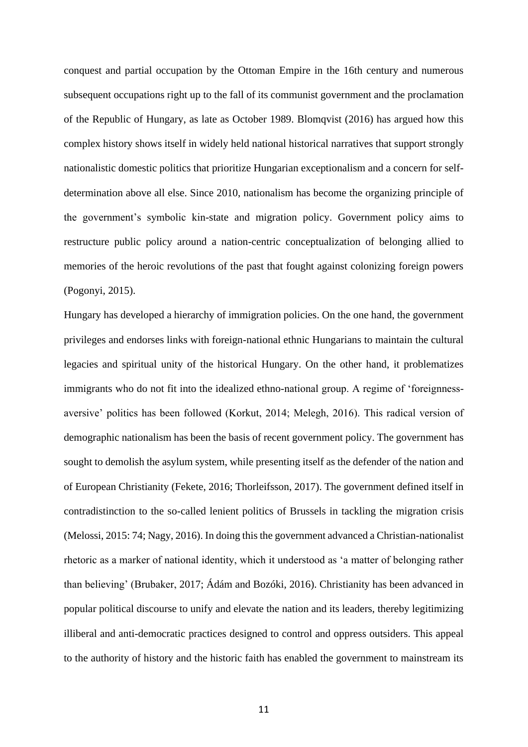conquest and partial occupation by the Ottoman Empire in the 16th century and numerous subsequent occupations right up to the fall of its communist government and the proclamation of the Republic of Hungary, as late as October 1989. Blomqvist (2016) has argued how this complex history shows itself in widely held national historical narratives that support strongly nationalistic domestic politics that prioritize Hungarian exceptionalism and a concern for self-determination above all else. Since 2010, nationalism has become the organizing principle of the government's symbolic kin-state and migration policy. Government policy aims to restructure public policy around a nation-centric conceptualization of belonging allied to memories of the heroic revolutions of the past that fought against colonizing foreign powers (Pogonyi, 2015).

Hungary has developed a hierarchy of immigration policies. On the one hand, the government privileges and endorses links with foreign-national ethnic Hungarians to maintain the cultural legacies and spiritual unity of the historical Hungary. On the other hand, it problematizes immigrants who do not fit into the idealized ethno-national group. A regime of 'foreignness-aversive' politics has been followed (Korkut, 2014; Melegh, 2016). This radical version of demographic nationalism has been the basis of recent government policy. The government has sought to demolish the asylum system, while presenting itself as the defender of the nation and of European Christianity (Fekete, 2016; Thorleifsson, 2017). The government defined itself in contradistinction to the so-called lenient politics of Brussels in tackling the migration crisis (Melossi, 2015: 74; Nagy, 2016). In doing this the government advanced a Christian-nationalist rhetoric as a marker of national identity, which it understood as 'a matter of belonging rather than believing' (Brubaker, 2017; Ádám and Bozóki, 2016). Christianity has been advanced in popular political discourse to unify and elevate the nation and its leaders, thereby legitimizing illiberal and anti-democratic practices designed to control and oppress outsiders. This appeal to the authority of history and the historic faith has enabled the government to mainstream its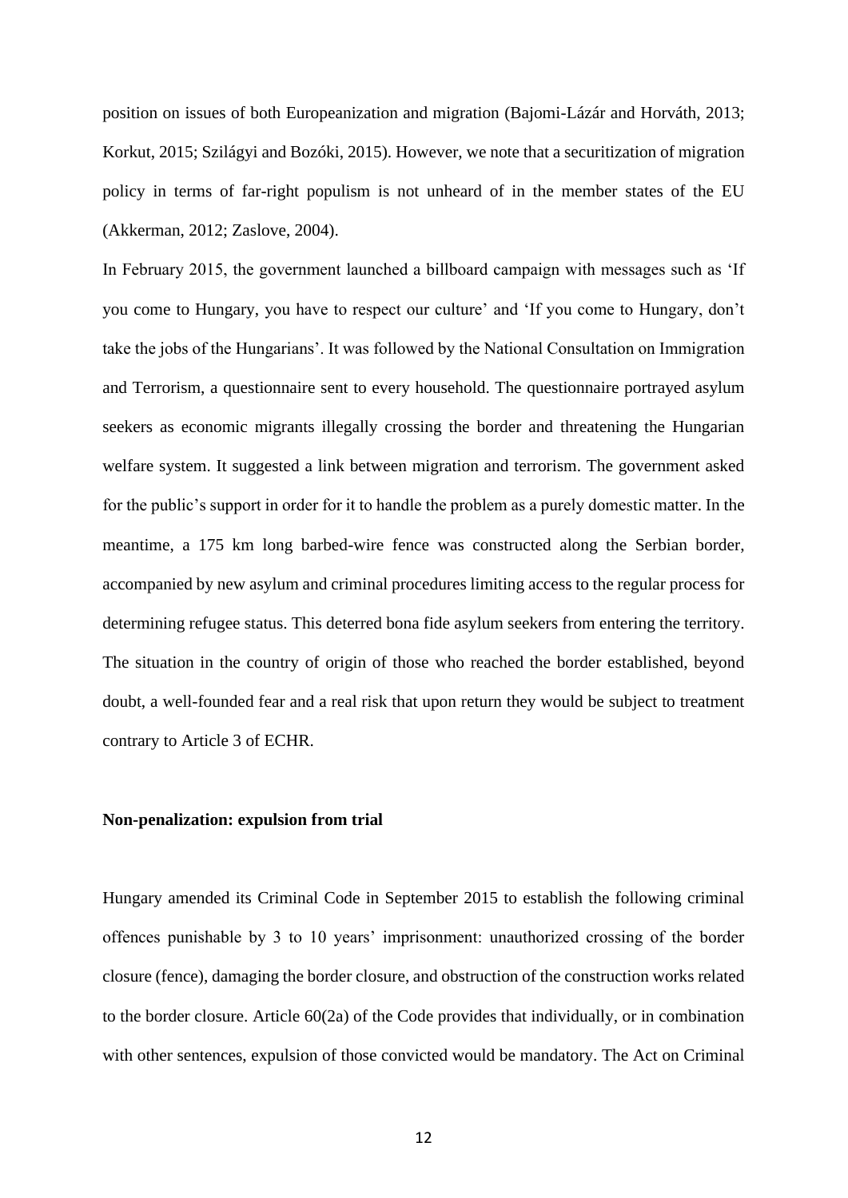position on issues of both Europeanization and migration (Bajomi-Lázár and Horváth, 2013; Korkut, 2015; Szilágyi and Bozóki, 2015). However, we note that a securitization of migration policy in terms of far-right populism is not unheard of in the member states of the EU (Akkerman, 2012; Zaslove, 2004).

In February 2015, the government launched a billboard campaign with messages such as 'If you come to Hungary, you have to respect our culture' and 'If you come to Hungary, don't take the jobs of the Hungarians'. It was followed by the National Consultation on Immigration and Terrorism, a questionnaire sent to every household. The questionnaire portrayed asylum seekers as economic migrants illegally crossing the border and threatening the Hungarian welfare system. It suggested a link between migration and terrorism. The government asked for the public's support in order for it to handle the problem as a purely domestic matter. In the meantime, a 175 km long barbed-wire fence was constructed along the Serbian border, accompanied by new asylum and criminal procedures limiting access to the regular process for determining refugee status. This deterred bona fide asylum seekers from entering the territory. The situation in the country of origin of those who reached the border established, beyond doubt, a well-founded fear and a real risk that upon return they would be subject to treatment contrary to Article 3 of ECHR.

**Non-penalization: expulsion from trial**

Hungary amended its Criminal Code in September 2015 to establish the following criminal offences punishable by 3 to 10 years' imprisonment: unauthorized crossing of the border closure (fence), damaging the border closure, and obstruction of the construction works related to the border closure. Article 60(2a) of the Code provides that individually, or in combination with other sentences, expulsion of those convicted would be mandatory. The Act on Criminal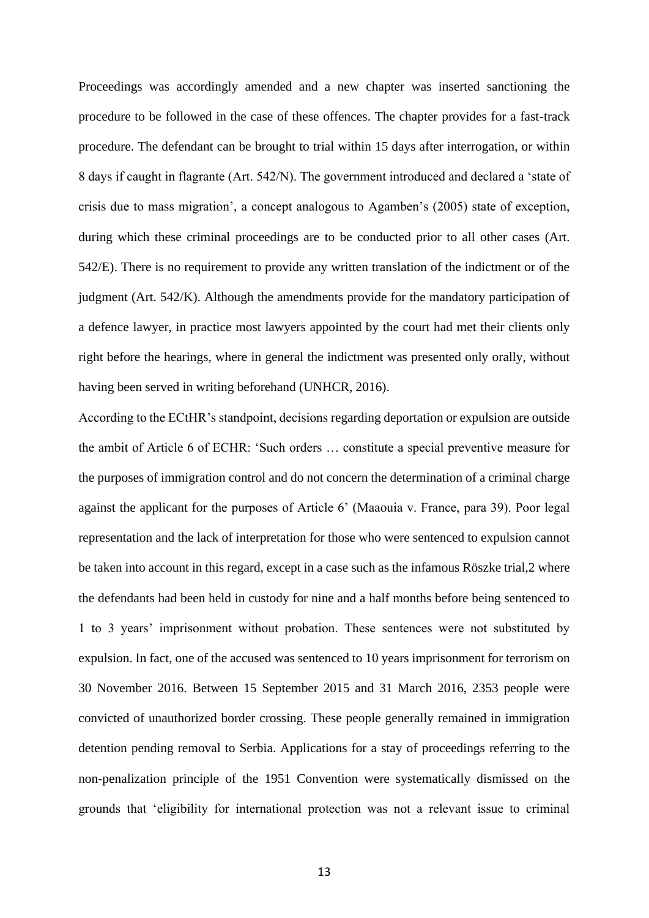Proceedings was accordingly amended and a new chapter was inserted sanctioning the procedure to be followed in the case of these offences. The chapter provides for a fast-track procedure. The defendant can be brought to trial within 15 days after interrogation, or within 8 days if caught in flagrante (Art. 542/N). The government introduced and declared a 'state of crisis due to mass migration', a concept analogous to Agamben's (2005) state of exception, during which these criminal proceedings are to be conducted prior to all other cases (Art. 542/E). There is no requirement to provide any written translation of the indictment or of the judgment (Art. 542/K). Although the amendments provide for the mandatory participation of a defence lawyer, in practice most lawyers appointed by the court had met their clients only right before the hearings, where in general the indictment was presented only orally, without having been served in writing beforehand (UNHCR, 2016).

According to the ECtHR's standpoint, decisions regarding deportation or expulsion are outside the ambit of Article 6 of ECHR: 'Such orders … constitute a special preventive measure for the purposes of immigration control and do not concern the determination of a criminal charge against the applicant for the purposes of Article 6' (Maaouia v. France, para 39). Poor legal representation and the lack of interpretation for those who were sentenced to expulsion cannot be taken into account in this regard, except in a case such as the infamous Röszke trial,2 where the defendants had been held in custody for nine and a half months before being sentenced to 1 to 3 years' imprisonment without probation. These sentences were not substituted by expulsion. In fact, one of the accused was sentenced to 10 years imprisonment for terrorism on 30 November 2016. Between 15 September 2015 and 31 March 2016, 2353 people were convicted of unauthorized border crossing. These people generally remained in immigration detention pending removal to Serbia. Applications for a stay of proceedings referring to the non-penalization principle of the 1951 Convention were systematically dismissed on the grounds that 'eligibility for international protection was not a relevant issue to criminal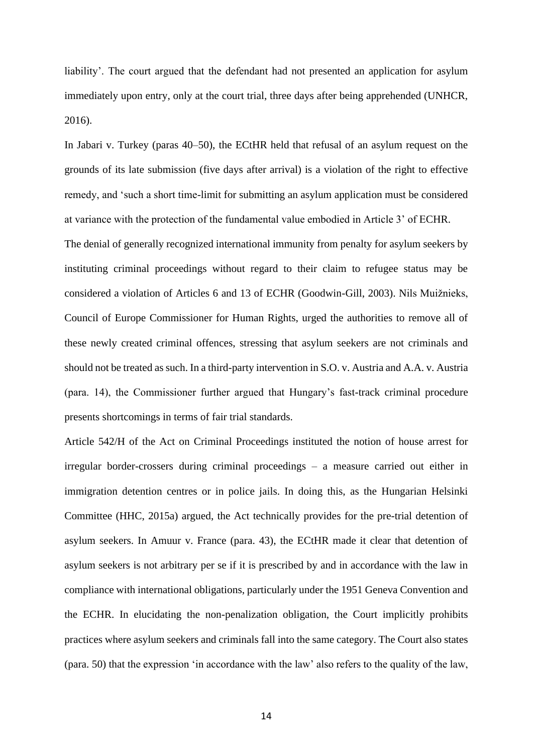liability'. The court argued that the defendant had not presented an application for asylum immediately upon entry, only at the court trial, three days after being apprehended (UNHCR, 2016).

In Jabari v. Turkey (paras 40–50), the ECtHR held that refusal of an asylum request on the grounds of its late submission (five days after arrival) is a violation of the right to effective remedy, and 'such a short time-limit for submitting an asylum application must be considered at variance with the protection of the fundamental value embodied in Article 3' of ECHR.

The denial of generally recognized international immunity from penalty for asylum seekers by instituting criminal proceedings without regard to their claim to refugee status may be considered a violation of Articles 6 and 13 of ECHR (Goodwin-Gill, 2003). Nils Muižnieks, Council of Europe Commissioner for Human Rights, urged the authorities to remove all of these newly created criminal offences, stressing that asylum seekers are not criminals and should not be treated as such. In a third-party intervention in S.O. v. Austria and A.A. v. Austria (para. 14), the Commissioner further argued that Hungary's fast-track criminal procedure presents shortcomings in terms of fair trial standards.

Article 542/H of the Act on Criminal Proceedings instituted the notion of house arrest for irregular border-crossers during criminal proceedings – a measure carried out either in immigration detention centres or in police jails. In doing this, as the Hungarian Helsinki Committee (HHC, 2015a) argued, the Act technically provides for the pre-trial detention of asylum seekers. In Amuur v. France (para. 43), the ECtHR made it clear that detention of asylum seekers is not arbitrary per se if it is prescribed by and in accordance with the law in compliance with international obligations, particularly under the 1951 Geneva Convention and the ECHR. In elucidating the non-penalization obligation, the Court implicitly prohibits practices where asylum seekers and criminals fall into the same category. The Court also states (para. 50) that the expression 'in accordance with the law' also refers to the quality of the law,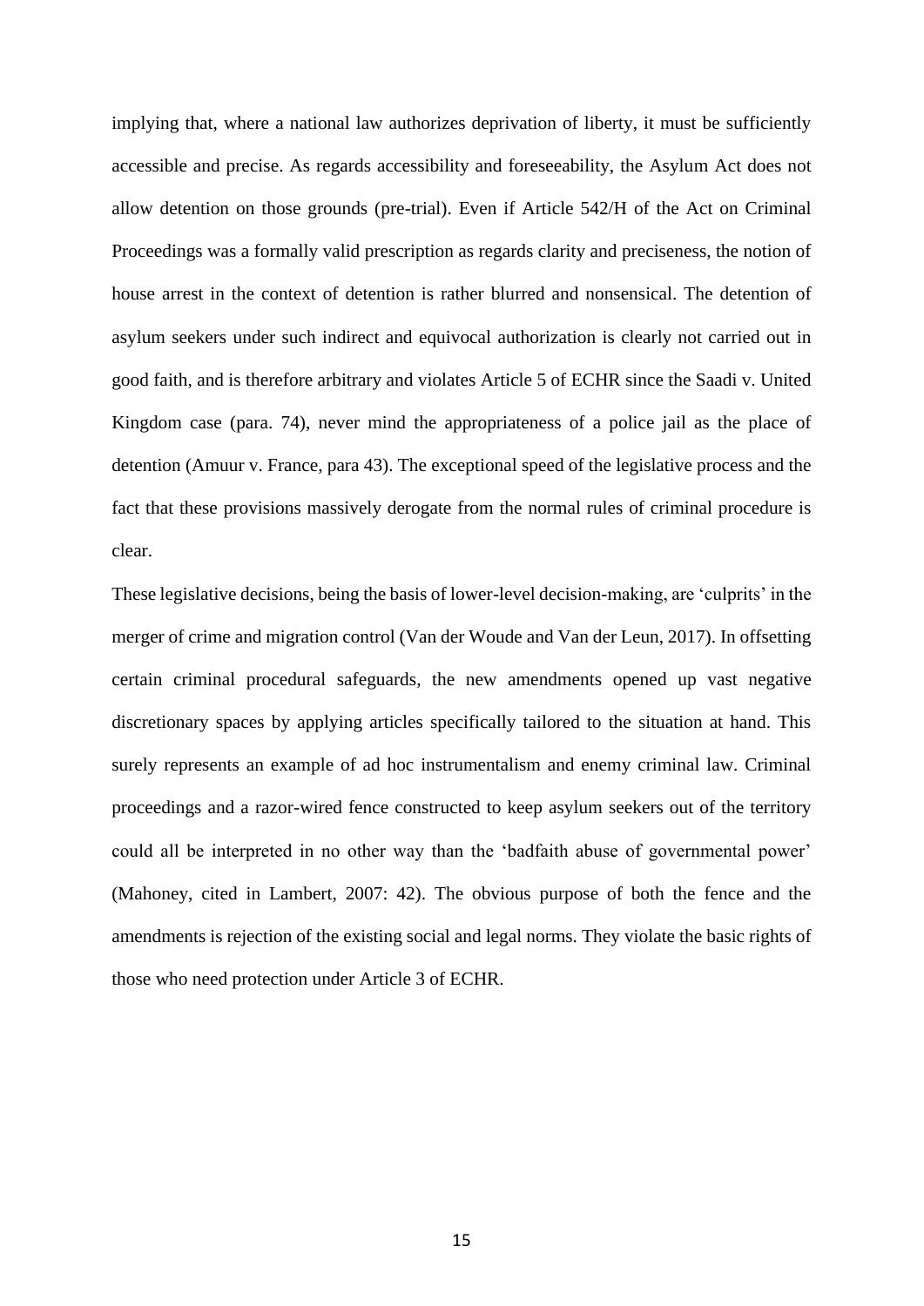implying that, where a national law authorizes deprivation of liberty, it must be sufficiently accessible and precise. As regards accessibility and foreseeability, the Asylum Act does not allow detention on those grounds (pre-trial). Even if Article 542/H of the Act on Criminal Proceedings was a formally valid prescription as regards clarity and preciseness, the notion of house arrest in the context of detention is rather blurred and nonsensical. The detention of asylum seekers under such indirect and equivocal authorization is clearly not carried out in good faith, and is therefore arbitrary and violates Article 5 of ECHR since the Saadi v. United Kingdom case (para. 74), never mind the appropriateness of a police jail as the place of detention (Amuur v. France, para 43). The exceptional speed of the legislative process and the fact that these provisions massively derogate from the normal rules of criminal procedure is clear.

These legislative decisions, being the basis of lower-level decision-making, are 'culprits' in the merger of crime and migration control (Van der Woude and Van der Leun, 2017). In offsetting certain criminal procedural safeguards, the new amendments opened up vast negative discretionary spaces by applying articles specifically tailored to the situation at hand. This surely represents an example of ad hoc instrumentalism and enemy criminal law. Criminal proceedings and a razor-wired fence constructed to keep asylum seekers out of the territory could all be interpreted in no other way than the 'badfaith abuse of governmental power' (Mahoney, cited in Lambert, 2007: 42). The obvious purpose of both the fence and the amendments is rejection of the existing social and legal norms. They violate the basic rights of those who need protection under Article 3 of ECHR.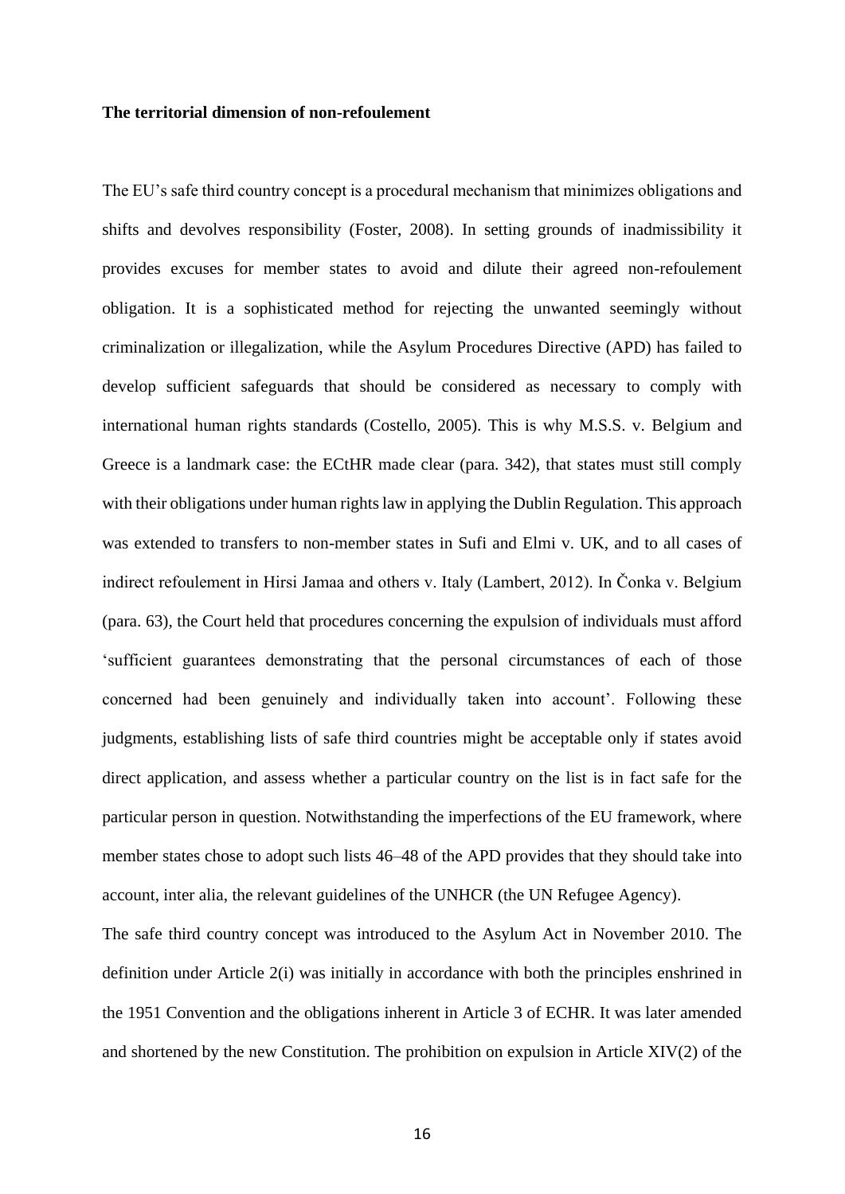**The territorial dimension of non-refoulement**

The EU's safe third country concept is a procedural mechanism that minimizes obligations and shifts and devolves responsibility (Foster, 2008). In setting grounds of inadmissibility it provides excuses for member states to avoid and dilute their agreed non-refoulement obligation. It is a sophisticated method for rejecting the unwanted seemingly without criminalization or illegalization, while the Asylum Procedures Directive (APD) has failed to develop sufficient safeguards that should be considered as necessary to comply with international human rights standards (Costello, 2005). This is why M.S.S. v. Belgium and Greece is a landmark case: the ECtHR made clear (para. 342), that states must still comply with their obligations under human rights law in applying the Dublin Regulation. This approach was extended to transfers to non-member states in Sufi and Elmi v. UK, and to all cases of indirect refoulement in Hirsi Jamaa and others v. Italy (Lambert, 2012). In Čonka v. Belgium (para. 63), the Court held that procedures concerning the expulsion of individuals must afford 'sufficient guarantees demonstrating that the personal circumstances of each of those concerned had been genuinely and individually taken into account'. Following these judgments, establishing lists of safe third countries might be acceptable only if states avoid direct application, and assess whether a particular country on the list is in fact safe for the particular person in question. Notwithstanding the imperfections of the EU framework, where member states chose to adopt such lists 46–48 of the APD provides that they should take into account, inter alia, the relevant guidelines of the UNHCR (the UN Refugee Agency).

The safe third country concept was introduced to the Asylum Act in November 2010. The definition under Article 2(i) was initially in accordance with both the principles enshrined in the 1951 Convention and the obligations inherent in Article 3 of ECHR. It was later amended and shortened by the new Constitution. The prohibition on expulsion in Article XIV(2) of the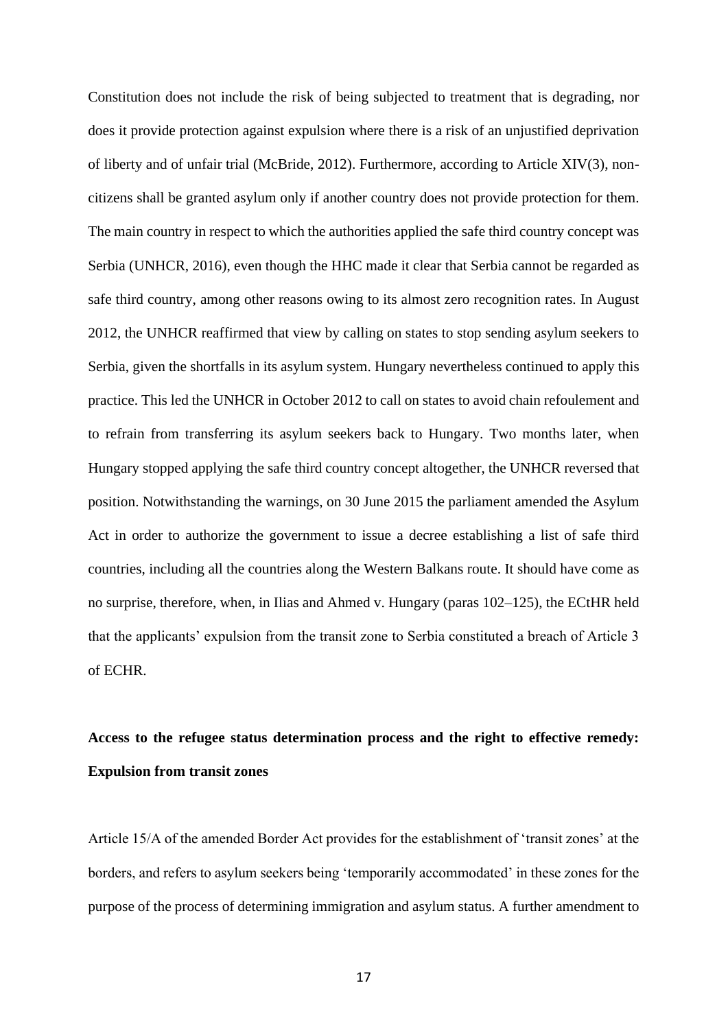Constitution does not include the risk of being subjected to treatment that is degrading, nor does it provide protection against expulsion where there is a risk of an unjustified deprivation of liberty and of unfair trial (McBride, 2012). Furthermore, according to Article XIV(3), non-citizens shall be granted asylum only if another country does not provide protection for them. The main country in respect to which the authorities applied the safe third country concept was Serbia (UNHCR, 2016), even though the HHC made it clear that Serbia cannot be regarded as safe third country, among other reasons owing to its almost zero recognition rates. In August 2012, the UNHCR reaffirmed that view by calling on states to stop sending asylum seekers to Serbia, given the shortfalls in its asylum system. Hungary nevertheless continued to apply this practice. This led the UNHCR in October 2012 to call on states to avoid chain refoulement and to refrain from transferring its asylum seekers back to Hungary. Two months later, when Hungary stopped applying the safe third country concept altogether, the UNHCR reversed that position. Notwithstanding the warnings, on 30 June 2015 the parliament amended the Asylum Act in order to authorize the government to issue a decree establishing a list of safe third countries, including all the countries along the Western Balkans route. It should have come as no surprise, therefore, when, in Ilias and Ahmed v. Hungary (paras 102–125), the ECtHR held that the applicants' expulsion from the transit zone to Serbia constituted a breach of Article 3 of ECHR.

**Access to the refugee status determination process and the right to effective remedy: Expulsion from transit zones**

Article 15/A of the amended Border Act provides for the establishment of 'transit zones' at the borders, and refers to asylum seekers being 'temporarily accommodated' in these zones for the purpose of the process of determining immigration and asylum status. A further amendment to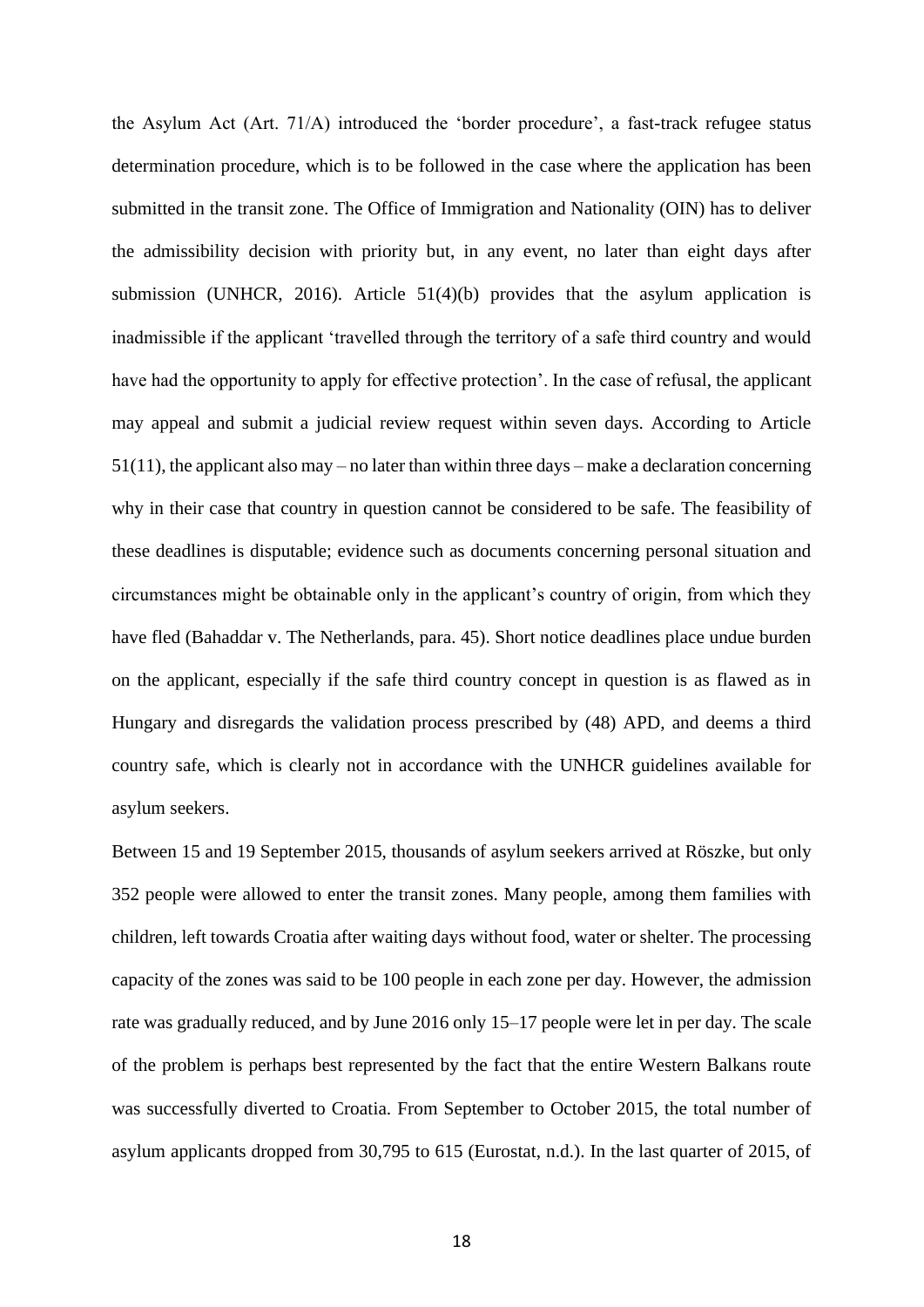the Asylum Act (Art. 71/A) introduced the 'border procedure', a fast-track refugee status determination procedure, which is to be followed in the case where the application has been submitted in the transit zone. The Office of Immigration and Nationality (OIN) has to deliver the admissibility decision with priority but, in any event, no later than eight days after submission (UNHCR, 2016). Article 51(4)(b) provides that the asylum application is inadmissible if the applicant 'travelled through the territory of a safe third country and would have had the opportunity to apply for effective protection'. In the case of refusal, the applicant may appeal and submit a judicial review request within seven days. According to Article 51(11), the applicant also may – no later than within three days – make a declaration concerning why in their case that country in question cannot be considered to be safe. The feasibility of these deadlines is disputable; evidence such as documents concerning personal situation and circumstances might be obtainable only in the applicant's country of origin, from which they have fled (Bahaddar v. The Netherlands, para. 45). Short notice deadlines place undue burden on the applicant, especially if the safe third country concept in question is as flawed as in Hungary and disregards the validation process prescribed by (48) APD, and deems a third country safe, which is clearly not in accordance with the UNHCR guidelines available for asylum seekers.

Between 15 and 19 September 2015, thousands of asylum seekers arrived at Röszke, but only 352 people were allowed to enter the transit zones. Many people, among them families with children, left towards Croatia after waiting days without food, water or shelter. The processing capacity of the zones was said to be 100 people in each zone per day. However, the admission rate was gradually reduced, and by June 2016 only 15–17 people were let in per day. The scale of the problem is perhaps best represented by the fact that the entire Western Balkans route was successfully diverted to Croatia. From September to October 2015, the total number of asylum applicants dropped from 30,795 to 615 (Eurostat, n.d.). In the last quarter of 2015, of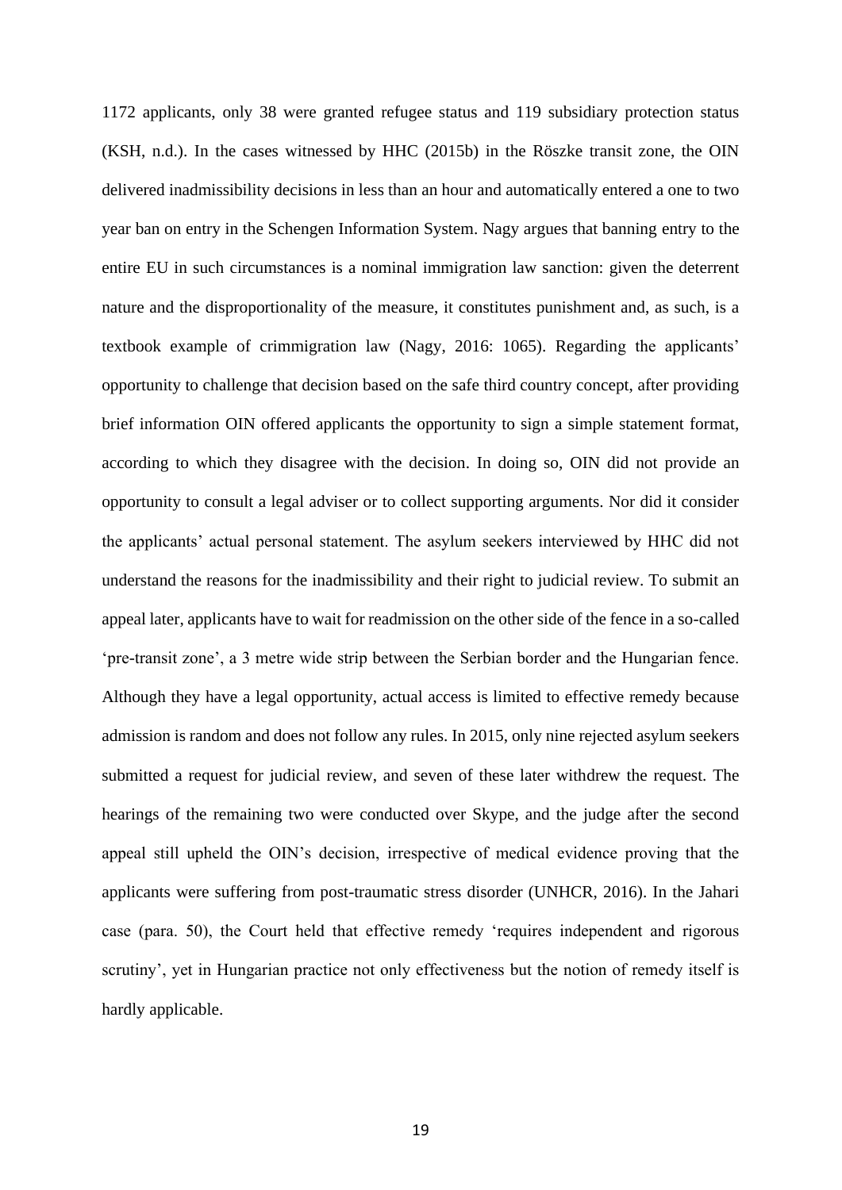1172 applicants, only 38 were granted refugee status and 119 subsidiary protection status (KSH, n.d.). In the cases witnessed by HHC (2015b) in the Röszke transit zone, the OIN delivered inadmissibility decisions in less than an hour and automatically entered a one to two year ban on entry in the Schengen Information System. Nagy argues that banning entry to the entire EU in such circumstances is a nominal immigration law sanction: given the deterrent nature and the disproportionality of the measure, it constitutes punishment and, as such, is a textbook example of crimmigration law (Nagy, 2016: 1065). Regarding the applicants' opportunity to challenge that decision based on the safe third country concept, after providing brief information OIN offered applicants the opportunity to sign a simple statement format, according to which they disagree with the decision. In doing so, OIN did not provide an opportunity to consult a legal adviser or to collect supporting arguments. Nor did it consider the applicants' actual personal statement. The asylum seekers interviewed by HHC did not understand the reasons for the inadmissibility and their right to judicial review. To submit an appeal later, applicants have to wait for readmission on the other side of the fence in a so-called 'pre-transit zone', a 3 metre wide strip between the Serbian border and the Hungarian fence. Although they have a legal opportunity, actual access is limited to effective remedy because admission is random and does not follow any rules. In 2015, only nine rejected asylum seekers submitted a request for judicial review, and seven of these later withdrew the request. The hearings of the remaining two were conducted over Skype, and the judge after the second appeal still upheld the OIN's decision, irrespective of medical evidence proving that the applicants were suffering from post-traumatic stress disorder (UNHCR, 2016). In the Jahari case (para. 50), the Court held that effective remedy 'requires independent and rigorous scrutiny', yet in Hungarian practice not only effectiveness but the notion of remedy itself is hardly applicable.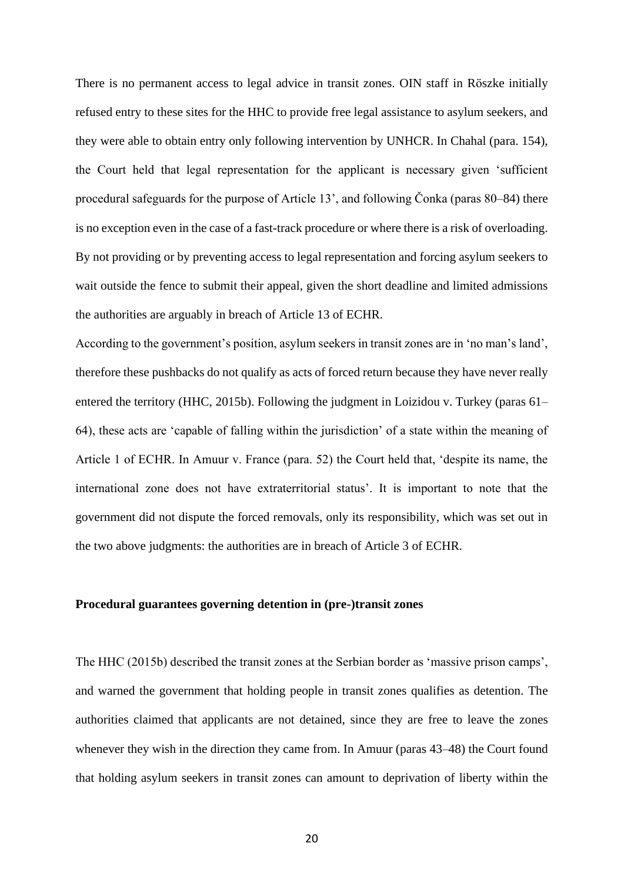There is no permanent access to legal advice in transit zones. OIN staff in Röszke initially refused entry to these sites for the HHC to provide free legal assistance to asylum seekers, and they were able to obtain entry only following intervention by UNHCR. In Chahal (para. 154), the Court held that legal representation for the applicant is necessary given 'sufficient procedural safeguards for the purpose of Article 13', and following Čonka (paras 80–84) there is no exception even in the case of a fast-track procedure or where there is a risk of overloading. By not providing or by preventing access to legal representation and forcing asylum seekers to wait outside the fence to submit their appeal, given the short deadline and limited admissions the authorities are arguably in breach of Article 13 of ECHR.

According to the government's position, asylum seekers in transit zones are in 'no man's land', therefore these pushbacks do not qualify as acts of forced return because they have never really entered the territory (HHC, 2015b). Following the judgment in Loizidou v. Turkey (paras 61–64), these acts are 'capable of falling within the jurisdiction' of a state within the meaning of Article 1 of ECHR. In Amuur v. France (para. 52) the Court held that, 'despite its name, the international zone does not have extraterritorial status'. It is important to note that the government did not dispute the forced removals, only its responsibility, which was set out in the two above judgments: the authorities are in breach of Article 3 of ECHR.

**Procedural guarantees governing detention in (pre-)transit zones**

The HHC (2015b) described the transit zones at the Serbian border as 'massive prison camps', and warned the government that holding people in transit zones qualifies as detention. The authorities claimed that applicants are not detained, since they are free to leave the zones whenever they wish in the direction they came from. In Amuur (paras 43–48) the Court found that holding asylum seekers in transit zones can amount to deprivation of liberty within the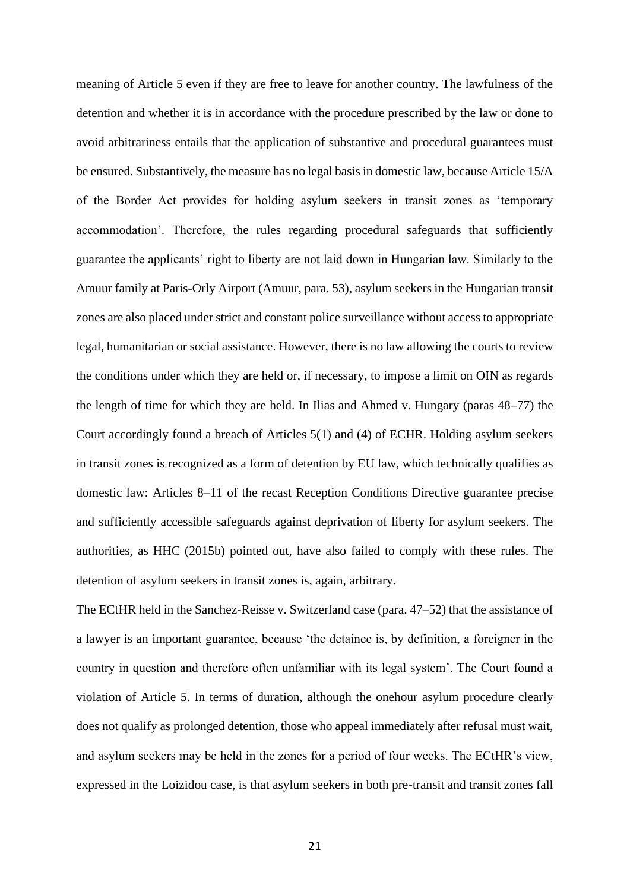meaning of Article 5 even if they are free to leave for another country. The lawfulness of the detention and whether it is in accordance with the procedure prescribed by the law or done to avoid arbitrariness entails that the application of substantive and procedural guarantees must be ensured. Substantively, the measure has no legal basis in domestic law, because Article 15/A of the Border Act provides for holding asylum seekers in transit zones as 'temporary accommodation'. Therefore, the rules regarding procedural safeguards that sufficiently guarantee the applicants' right to liberty are not laid down in Hungarian law. Similarly to the Amuur family at Paris-Orly Airport (Amuur, para. 53), asylum seekers in the Hungarian transit zones are also placed under strict and constant police surveillance without access to appropriate legal, humanitarian or social assistance. However, there is no law allowing the courts to review the conditions under which they are held or, if necessary, to impose a limit on OIN as regards the length of time for which they are held. In Ilias and Ahmed v. Hungary (paras 48–77) the Court accordingly found a breach of Articles 5(1) and (4) of ECHR. Holding asylum seekers in transit zones is recognized as a form of detention by EU law, which technically qualifies as domestic law: Articles 8–11 of the recast Reception Conditions Directive guarantee precise and sufficiently accessible safeguards against deprivation of liberty for asylum seekers. The authorities, as HHC (2015b) pointed out, have also failed to comply with these rules. The detention of asylum seekers in transit zones is, again, arbitrary.

The ECtHR held in the Sanchez-Reisse v. Switzerland case (para. 47–52) that the assistance of a lawyer is an important guarantee, because 'the detainee is, by definition, a foreigner in the country in question and therefore often unfamiliar with its legal system'. The Court found a violation of Article 5. In terms of duration, although the onehour asylum procedure clearly does not qualify as prolonged detention, those who appeal immediately after refusal must wait, and asylum seekers may be held in the zones for a period of four weeks. The ECtHR's view, expressed in the Loizidou case, is that asylum seekers in both pre-transit and transit zones fall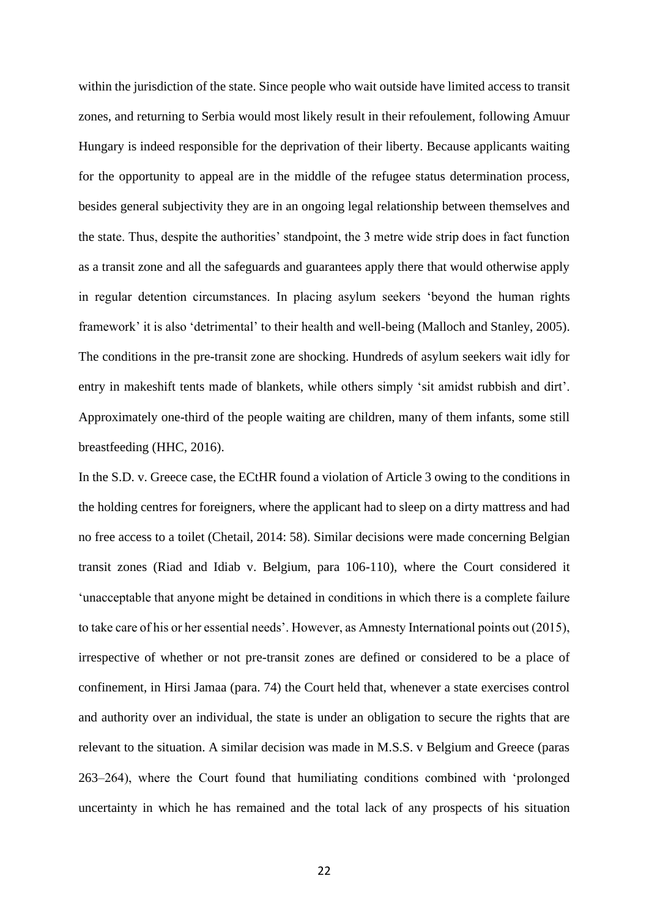within the jurisdiction of the state. Since people who wait outside have limited access to transit zones, and returning to Serbia would most likely result in their refoulement, following Amuur Hungary is indeed responsible for the deprivation of their liberty. Because applicants waiting for the opportunity to appeal are in the middle of the refugee status determination process, besides general subjectivity they are in an ongoing legal relationship between themselves and the state. Thus, despite the authorities' standpoint, the 3 metre wide strip does in fact function as a transit zone and all the safeguards and guarantees apply there that would otherwise apply in regular detention circumstances. In placing asylum seekers 'beyond the human rights framework' it is also 'detrimental' to their health and well-being (Malloch and Stanley, 2005). The conditions in the pre-transit zone are shocking. Hundreds of asylum seekers wait idly for entry in makeshift tents made of blankets, while others simply 'sit amidst rubbish and dirt'. Approximately one-third of the people waiting are children, many of them infants, some still breastfeeding (HHC, 2016).

In the S.D. v. Greece case, the ECtHR found a violation of Article 3 owing to the conditions in the holding centres for foreigners, where the applicant had to sleep on a dirty mattress and had no free access to a toilet (Chetail, 2014: 58). Similar decisions were made concerning Belgian transit zones (Riad and Idiab v. Belgium, para 106-110), where the Court considered it 'unacceptable that anyone might be detained in conditions in which there is a complete failure to take care of his or her essential needs'. However, as Amnesty International points out (2015), irrespective of whether or not pre-transit zones are defined or considered to be a place of confinement, in Hirsi Jamaa (para. 74) the Court held that, whenever a state exercises control and authority over an individual, the state is under an obligation to secure the rights that are relevant to the situation. A similar decision was made in M.S.S. v Belgium and Greece (paras 263–264), where the Court found that humiliating conditions combined with 'prolonged uncertainty in which he has remained and the total lack of any prospects of his situation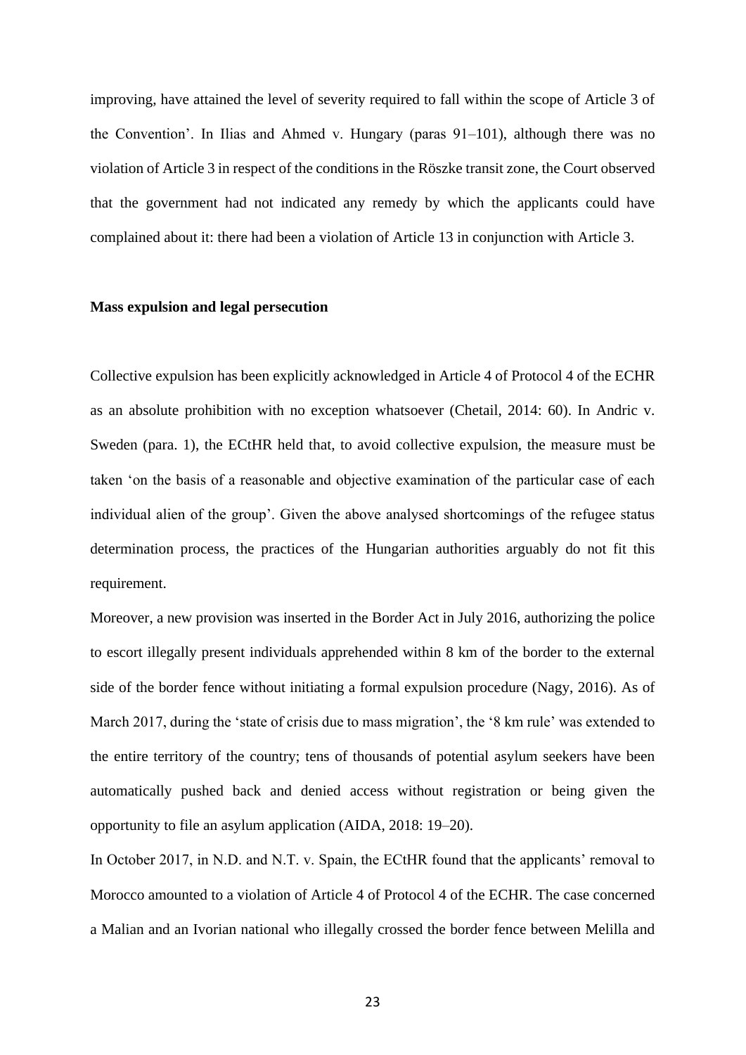improving, have attained the level of severity required to fall within the scope of Article 3 of the Convention'. In Ilias and Ahmed v. Hungary (paras 91–101), although there was no violation of Article 3 in respect of the conditions in the Röszke transit zone, the Court observed that the government had not indicated any remedy by which the applicants could have complained about it: there had been a violation of Article 13 in conjunction with Article 3.

**Mass expulsion and legal persecution**

Collective expulsion has been explicitly acknowledged in Article 4 of Protocol 4 of the ECHR as an absolute prohibition with no exception whatsoever (Chetail, 2014: 60). In Andric v. Sweden (para. 1), the ECtHR held that, to avoid collective expulsion, the measure must be taken 'on the basis of a reasonable and objective examination of the particular case of each individual alien of the group'. Given the above analysed shortcomings of the refugee status determination process, the practices of the Hungarian authorities arguably do not fit this requirement.

Moreover, a new provision was inserted in the Border Act in July 2016, authorizing the police to escort illegally present individuals apprehended within 8 km of the border to the external side of the border fence without initiating a formal expulsion procedure (Nagy, 2016). As of March 2017, during the 'state of crisis due to mass migration', the '8 km rule' was extended to the entire territory of the country; tens of thousands of potential asylum seekers have been automatically pushed back and denied access without registration or being given the opportunity to file an asylum application (AIDA, 2018: 19–20).

In October 2017, in N.D. and N.T. v. Spain, the ECtHR found that the applicants' removal to Morocco amounted to a violation of Article 4 of Protocol 4 of the ECHR. The case concerned a Malian and an Ivorian national who illegally crossed the border fence between Melilla and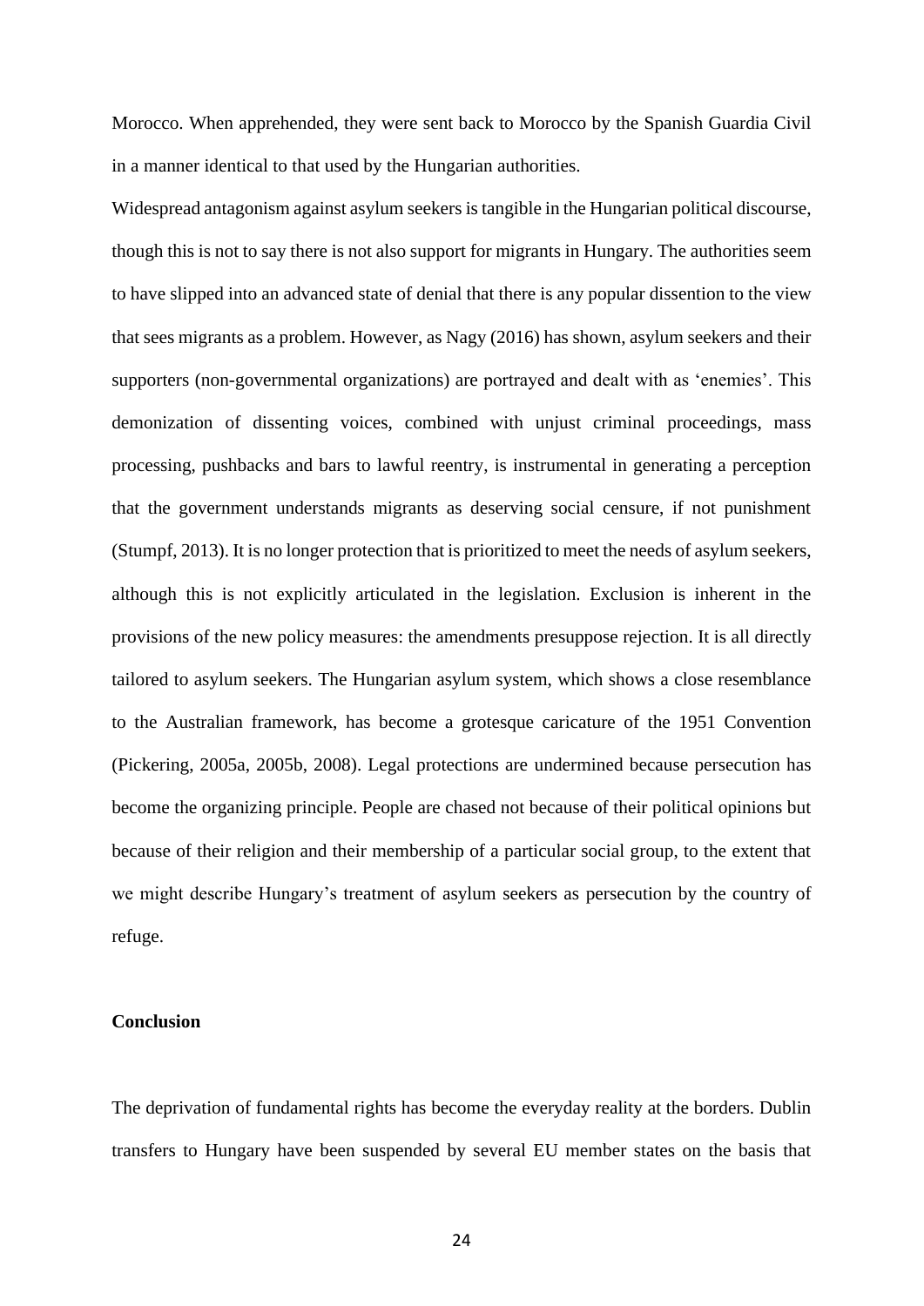Morocco. When apprehended, they were sent back to Morocco by the Spanish Guardia Civil in a manner identical to that used by the Hungarian authorities.

Widespread antagonism against asylum seekers is tangible in the Hungarian political discourse, though this is not to say there is not also support for migrants in Hungary. The authorities seem to have slipped into an advanced state of denial that there is any popular dissention to the view that sees migrants as a problem. However, as Nagy (2016) has shown, asylum seekers and their supporters (non-governmental organizations) are portrayed and dealt with as 'enemies'. This demonization of dissenting voices, combined with unjust criminal proceedings, mass processing, pushbacks and bars to lawful reentry, is instrumental in generating a perception that the government understands migrants as deserving social censure, if not punishment (Stumpf, 2013). It is no longer protection that is prioritized to meet the needs of asylum seekers, although this is not explicitly articulated in the legislation. Exclusion is inherent in the provisions of the new policy measures: the amendments presuppose rejection. It is all directly tailored to asylum seekers. The Hungarian asylum system, which shows a close resemblance to the Australian framework, has become a grotesque caricature of the 1951 Convention (Pickering, 2005a, 2005b, 2008). Legal protections are undermined because persecution has become the organizing principle. People are chased not because of their political opinions but because of their religion and their membership of a particular social group, to the extent that we might describe Hungary's treatment of asylum seekers as persecution by the country of refuge.

## Conclusion

The deprivation of fundamental rights has become the everyday reality at the borders. Dublin transfers to Hungary have been suspended by several EU member states on the basis that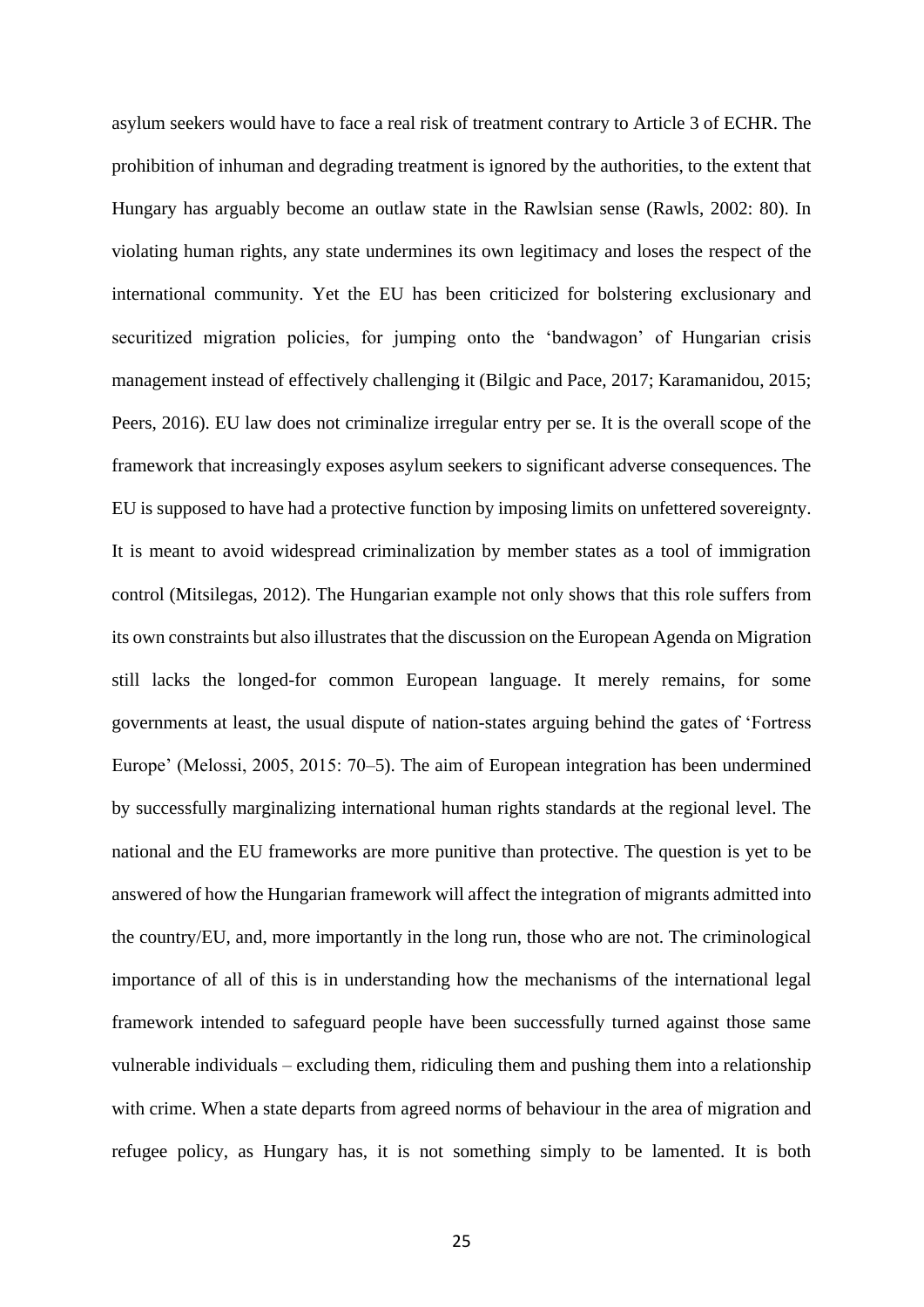asylum seekers would have to face a real risk of treatment contrary to Article 3 of ECHR. The prohibition of inhuman and degrading treatment is ignored by the authorities, to the extent that Hungary has arguably become an outlaw state in the Rawlsian sense (Rawls, 2002: 80). In violating human rights, any state undermines its own legitimacy and loses the respect of the international community. Yet the EU has been criticized for bolstering exclusionary and securitized migration policies, for jumping onto the 'bandwagon' of Hungarian crisis management instead of effectively challenging it (Bilgic and Pace, 2017; Karamanidou, 2015; Peers, 2016). EU law does not criminalize irregular entry per se. It is the overall scope of the framework that increasingly exposes asylum seekers to significant adverse consequences. The EU is supposed to have had a protective function by imposing limits on unfettered sovereignty. It is meant to avoid widespread criminalization by member states as a tool of immigration control (Mitsilegas, 2012). The Hungarian example not only shows that this role suffers from its own constraints but also illustrates that the discussion on the European Agenda on Migration still lacks the longed-for common European language. It merely remains, for some governments at least, the usual dispute of nation-states arguing behind the gates of 'Fortress Europe' (Melossi, 2005, 2015: 70–5). The aim of European integration has been undermined by successfully marginalizing international human rights standards at the regional level. The national and the EU frameworks are more punitive than protective. The question is yet to be answered of how the Hungarian framework will affect the integration of migrants admitted into the country/EU, and, more importantly in the long run, those who are not. The criminological importance of all of this is in understanding how the mechanisms of the international legal framework intended to safeguard people have been successfully turned against those same vulnerable individuals – excluding them, ridiculing them and pushing them into a relationship with crime. When a state departs from agreed norms of behaviour in the area of migration and refugee policy, as Hungary has, it is not something simply to be lamented. It is both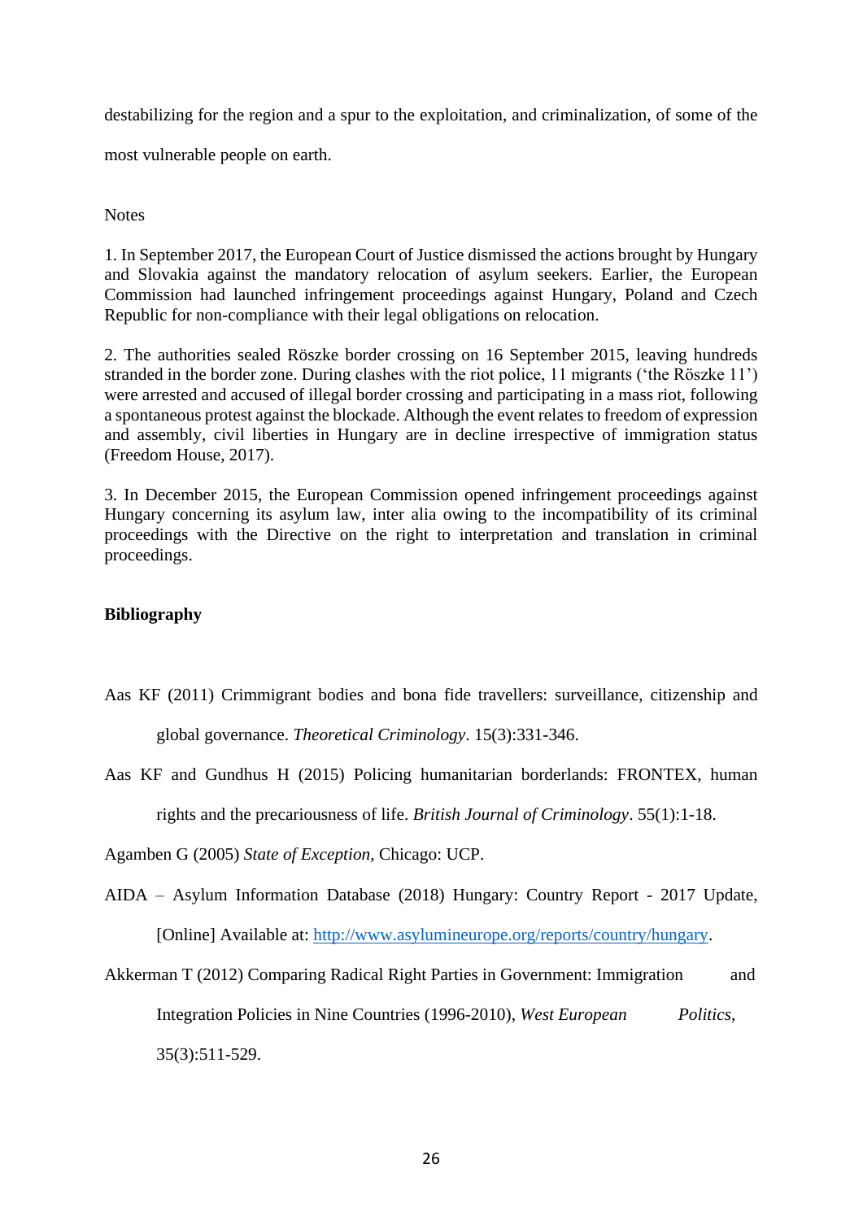destabilizing for the region and a spur to the exploitation, and criminalization, of some of the most vulnerable people on earth.

Notes

1. In September 2017, the European Court of Justice dismissed the actions brought by Hungary and Slovakia against the mandatory relocation of asylum seekers. Earlier, the European Commission had launched infringement proceedings against Hungary, Poland and Czech Republic for non-compliance with their legal obligations on relocation.

2. The authorities sealed Röszke border crossing on 16 September 2015, leaving hundreds stranded in the border zone. During clashes with the riot police, 11 migrants ('the Röszke 11') were arrested and accused of illegal border crossing and participating in a mass riot, following a spontaneous protest against the blockade. Although the event relates to freedom of expression and assembly, civil liberties in Hungary are in decline irrespective of immigration status (Freedom House, 2017).

3. In December 2015, the European Commission opened infringement proceedings against Hungary concerning its asylum law, inter alia owing to the incompatibility of its criminal proceedings with the Directive on the right to interpretation and translation in criminal proceedings.

**Bibliography**

Aas KF (2011) Crimmigrant bodies and bona fide travellers: surveillance, citizenship and global governance. *Theoretical Criminology*. 15(3):331-346.

Aas KF and Gundhus H (2015) Policing humanitarian borderlands: FRONTEX, human rights and the precariousness of life. *British Journal of Criminology*. 55(1):1-18.

Agamben G (2005) *State of Exception*, Chicago: UCP.

AIDA – Asylum Information Database (2018) Hungary: Country Report - 2017 Update, [Online] Available at: http://www.asylumineurope.org/reports/country/hungary.

Akkerman T (2012) Comparing Radical Right Parties in Government: Immigration and Integration Policies in Nine Countries (1996-2010), *West European Politics*, 35(3):511-529.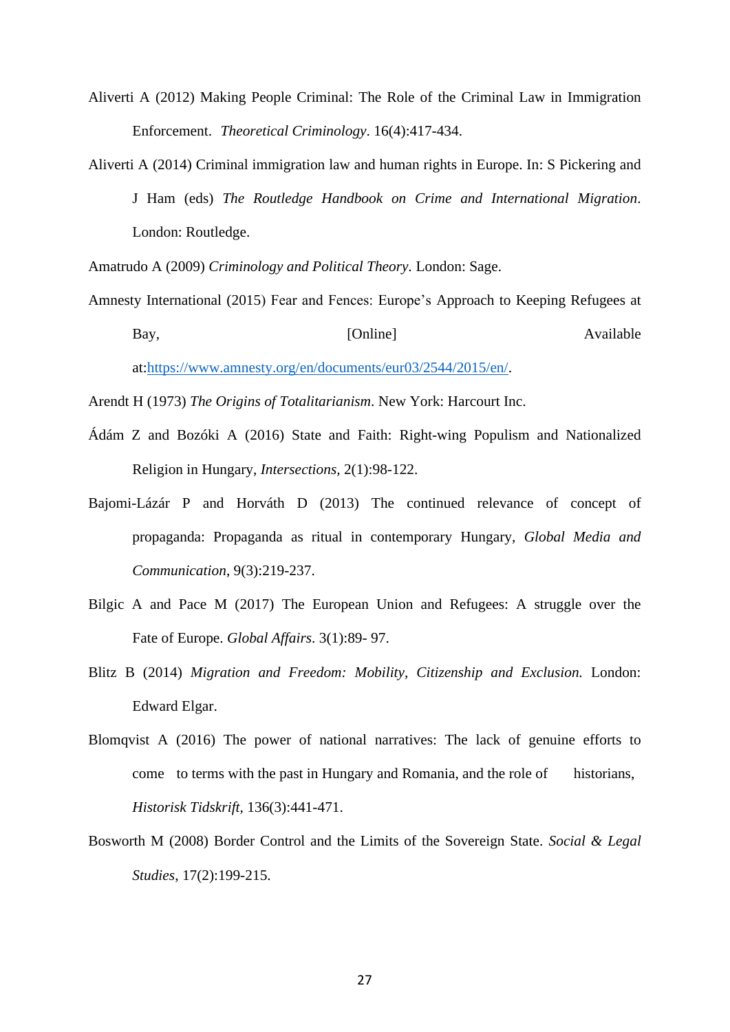Aliverti A (2012) Making People Criminal: The Role of the Criminal Law in Immigration Enforcement. *Theoretical Criminology*. 16(4):417-434.

Aliverti A (2014) Criminal immigration law and human rights in Europe. In: S Pickering and J Ham (eds) *The Routledge Handbook on Crime and International Migration*. London: Routledge.

Amatrudo A (2009) *Criminology and Political Theory*. London: Sage.

Amnesty International (2015) Fear and Fences: Europe's Approach to Keeping Refugees at Bay, [Online] Available at:https://www.amnesty.org/en/documents/eur03/2544/2015/en/.

Arendt H (1973) *The Origins of Totalitarianism*. New York: Harcourt Inc.

Ádám Z and Bozóki A (2016) State and Faith: Right-wing Populism and Nationalized Religion in Hungary, *Intersections*, 2(1):98-122.

Bajomi-Lázár P and Horváth D (2013) The continued relevance of concept of propaganda: Propaganda as ritual in contemporary Hungary, *Global Media and Communication*, 9(3):219-237.

Bilgic A and Pace M (2017) The European Union and Refugees: A struggle over the Fate of Europe. *Global Affairs*. 3(1):89- 97.

Blitz B (2014) *Migration and Freedom: Mobility, Citizenship and Exclusion.* London: Edward Elgar.

Blomqvist A (2016) The power of national narratives: The lack of genuine efforts to come to terms with the past in Hungary and Romania, and the role of historians, *Historisk Tidskrift*, 136(3):441-471.

Bosworth M (2008) Border Control and the Limits of the Sovereign State. *Social & Legal Studies*, 17(2):199-215.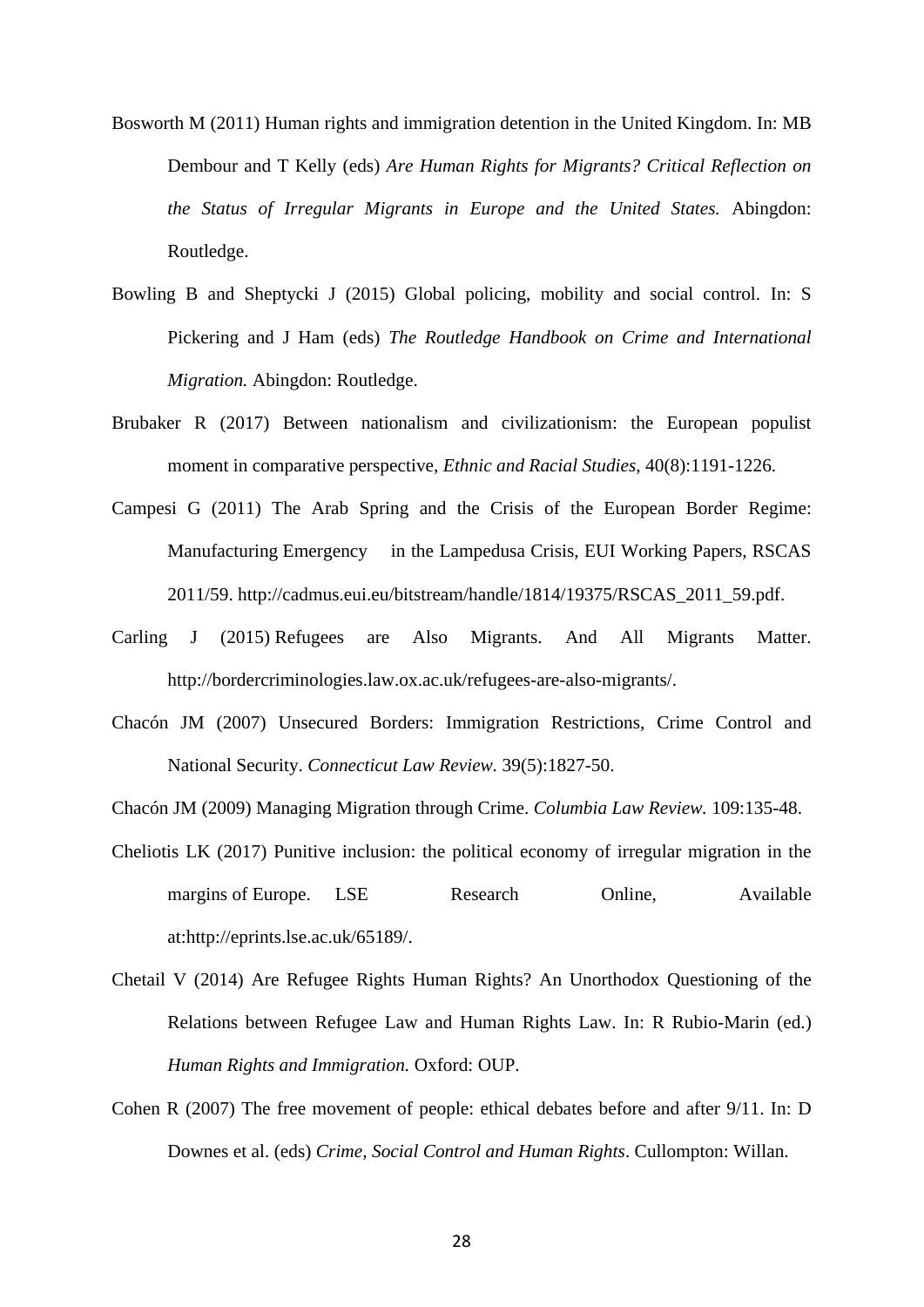Bosworth M (2011) Human rights and immigration detention in the United Kingdom. In: MB Dembour and T Kelly (eds) *Are Human Rights for Migrants? Critical Reflection on the Status of Irregular Migrants in Europe and the United States.* Abingdon: Routledge.

Bowling B and Sheptycki J (2015) Global policing, mobility and social control. In: S Pickering and J Ham (eds) *The Routledge Handbook on Crime and International Migration.* Abingdon: Routledge.

Brubaker R (2017) Between nationalism and civilizationism: the European populist moment in comparative perspective, *Ethnic and Racial Studies*, 40(8):1191-1226.

Campesi G (2011) The Arab Spring and the Crisis of the European Border Regime: Manufacturing Emergency in the Lampedusa Crisis, EUI Working Papers, RSCAS 2011/59. http://cadmus.eui.eu/bitstream/handle/1814/19375/RSCAS_2011_59.pdf.

Carling J (2015) Refugees are Also Migrants. And All Migrants Matter. http://bordercriminologies.law.ox.ac.uk/refugees-are-also-migrants/.

Chacón JM (2007) Unsecured Borders: Immigration Restrictions, Crime Control and National Security. *Connecticut Law Review.* 39(5):1827-50.

Chacón JM (2009) Managing Migration through Crime. *Columbia Law Review.* 109:135-48.

Cheliotis LK (2017) Punitive inclusion: the political economy of irregular migration in the margins of Europe. LSE Research Online, Available at:http://eprints.lse.ac.uk/65189/.

Chetail V (2014) Are Refugee Rights Human Rights? An Unorthodox Questioning of the Relations between Refugee Law and Human Rights Law. In: R Rubio-Marin (ed.) *Human Rights and Immigration.* Oxford: OUP.

Cohen R (2007) The free movement of people: ethical debates before and after 9/11. In: D Downes et al. (eds) *Crime, Social Control and Human Rights*. Cullompton: Willan.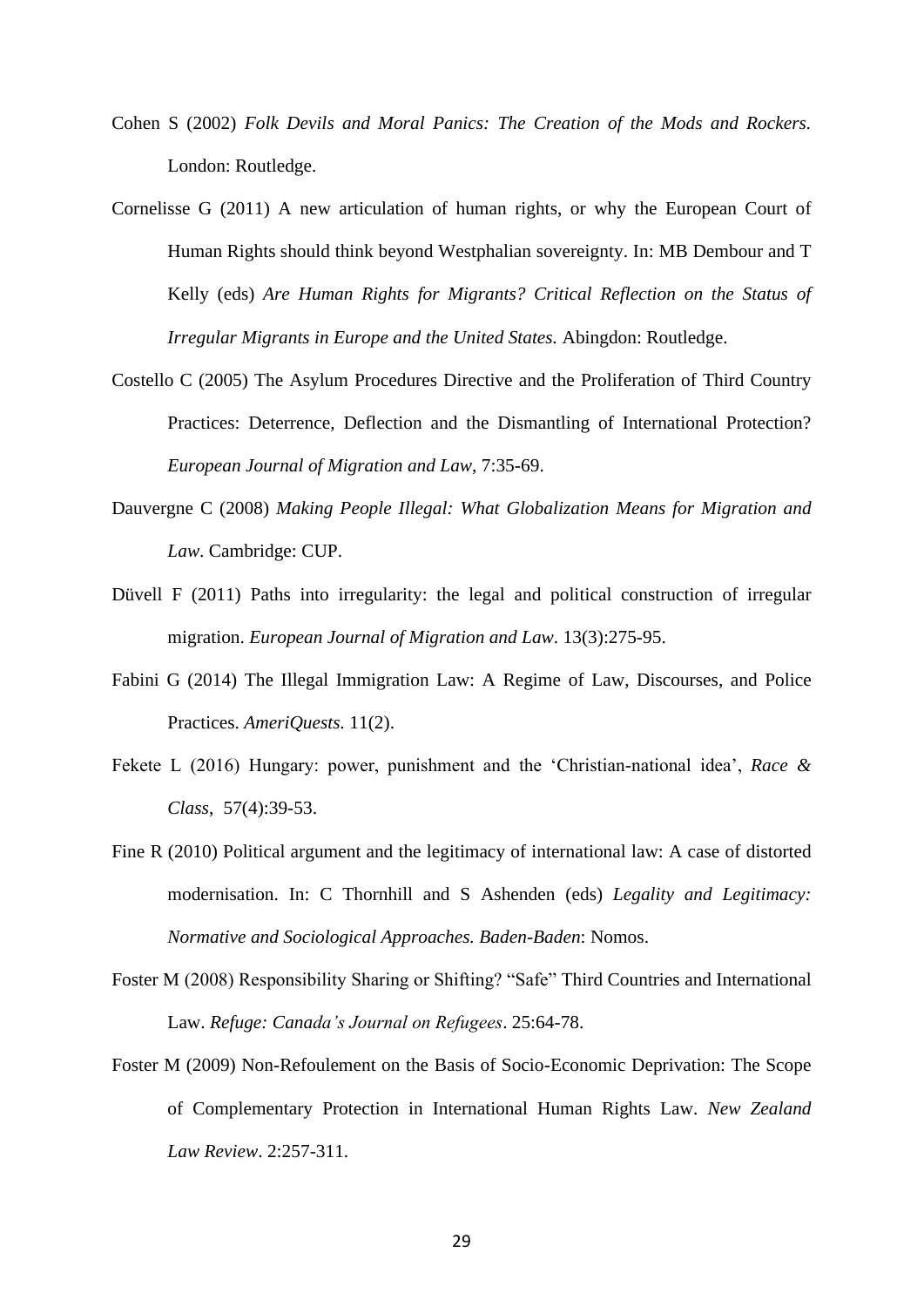Cohen S (2002) *Folk Devils and Moral Panics: The Creation of the Mods and Rockers.* London: Routledge.

Cornelisse G (2011) A new articulation of human rights, or why the European Court of Human Rights should think beyond Westphalian sovereignty. In: MB Dembour and T Kelly (eds) *Are Human Rights for Migrants? Critical Reflection on the Status of Irregular Migrants in Europe and the United States.* Abingdon: Routledge.

Costello C (2005) The Asylum Procedures Directive and the Proliferation of Third Country Practices: Deterrence, Deflection and the Dismantling of International Protection? *European Journal of Migration and Law*, 7:35-69.

Dauvergne C (2008) *Making People Illegal: What Globalization Means for Migration and Law*. Cambridge: CUP.

Düvell F (2011) Paths into irregularity: the legal and political construction of irregular migration. *European Journal of Migration and Law*. 13(3):275-95.

Fabini G (2014) The Illegal Immigration Law: A Regime of Law, Discourses, and Police Practices. *AmeriQuests.* 11(2).

Fekete L (2016) Hungary: power, punishment and the 'Christian-national idea', *Race & Class*, 57(4):39-53.

Fine R (2010) Political argument and the legitimacy of international law: A case of distorted modernisation. In: C Thornhill and S Ashenden (eds) *Legality and Legitimacy: Normative and Sociological Approaches. Baden-Baden*: Nomos.

Foster M (2008) Responsibility Sharing or Shifting? "Safe" Third Countries and International Law. *Refuge: Canada's Journal on Refugees*. 25:64-78.

Foster M (2009) Non-Refoulement on the Basis of Socio-Economic Deprivation: The Scope of Complementary Protection in International Human Rights Law. *New Zealand Law Review*. 2:257-311.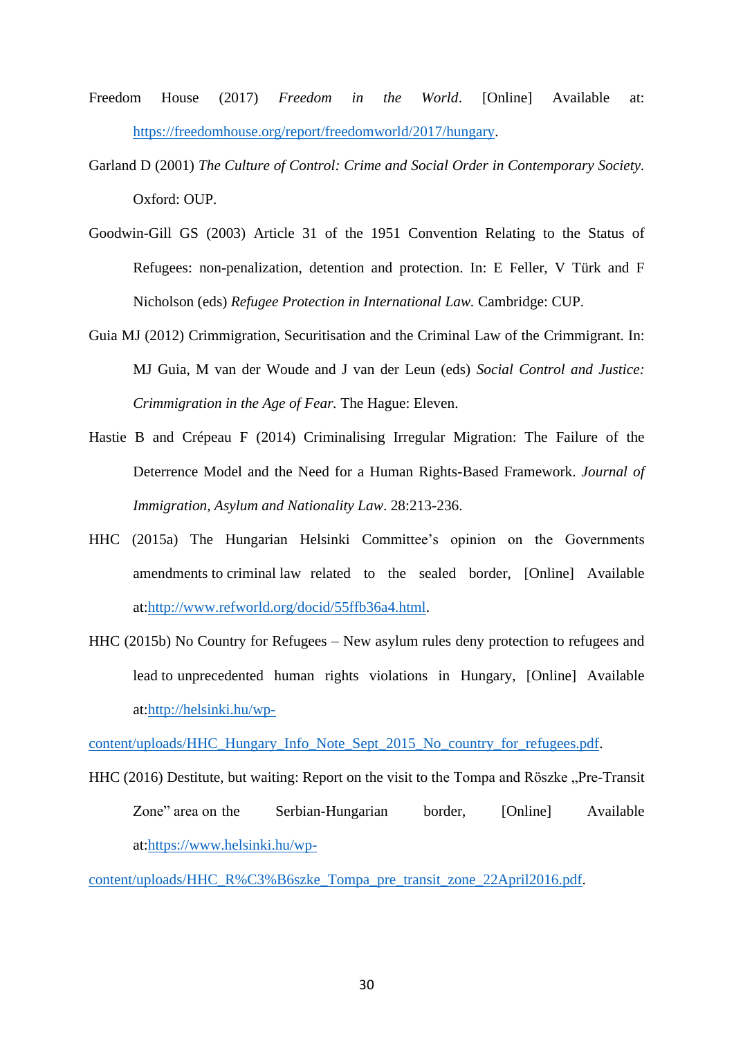Freedom House (2017) *Freedom in the World*. [Online] Available at: https://freedomhouse.org/report/freedomworld/2017/hungary.

Garland D (2001) *The Culture of Control: Crime and Social Order in Contemporary Society*. Oxford: OUP.

Goodwin-Gill GS (2003) Article 31 of the 1951 Convention Relating to the Status of Refugees: non-penalization, detention and protection. In: E Feller, V Türk and F Nicholson (eds) *Refugee Protection in International Law*. Cambridge: CUP.

Guia MJ (2012) Crimmigration, Securitisation and the Criminal Law of the Crimmigrant. In: MJ Guia, M van der Woude and J van der Leun (eds) *Social Control and Justice: Crimmigration in the Age of Fear*. The Hague: Eleven.

Hastie B and Crépeau F (2014) Criminalising Irregular Migration: The Failure of the Deterrence Model and the Need for a Human Rights-Based Framework. *Journal of Immigration, Asylum and Nationality Law*. 28:213-236.

HHC (2015a) The Hungarian Helsinki Committee's opinion on the Governments amendments to criminal law related to the sealed border, [Online] Available at:http://www.refworld.org/docid/55ffb36a4.html.

HHC (2015b) No Country for Refugees – New asylum rules deny protection to refugees and lead to unprecedented human rights violations in Hungary, [Online] Available at:http://helsinki.hu/wp-content/uploads/HHC_Hungary_Info_Note_Sept_2015_No_country_for_refugees.pdf.

HHC (2016) Destitute, but waiting: Report on the visit to the Tompa and Röszke „Pre-Transit Zone" area on the Serbian-Hungarian border, [Online] Available at:https://www.helsinki.hu/wp-content/uploads/HHC_R%C3%B6szke_Tompa_pre_transit_zone_22April2016.pdf.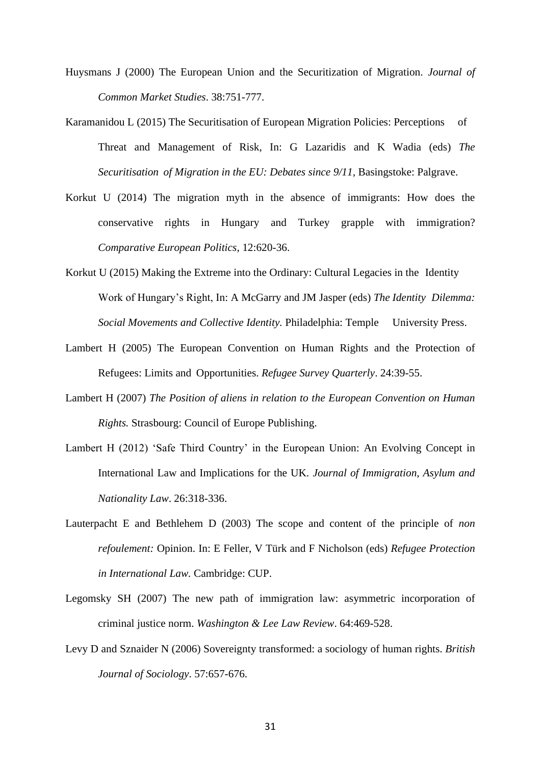Huysmans J (2000) The European Union and the Securitization of Migration. *Journal of Common Market Studies*. 38:751-777.

Karamanidou L (2015) The Securitisation of European Migration Policies: Perceptions of Threat and Management of Risk, In: G Lazaridis and K Wadia (eds) *The Securitisation of Migration in the EU: Debates since 9/11,* Basingstoke: Palgrave.

Korkut U (2014) The migration myth in the absence of immigrants: How does the conservative rights in Hungary and Turkey grapple with immigration? *Comparative European Politics*, 12:620-36.

Korkut U (2015) Making the Extreme into the Ordinary: Cultural Legacies in the Identity Work of Hungary's Right, In: A McGarry and JM Jasper (eds) *The Identity Dilemma: Social Movements and Collective Identity.* Philadelphia: Temple University Press.

Lambert H (2005) The European Convention on Human Rights and the Protection of Refugees: Limits and Opportunities. *Refugee Survey Quarterly*. 24:39-55.

Lambert H (2007) *The Position of aliens in relation to the European Convention on Human Rights.* Strasbourg: Council of Europe Publishing.

Lambert H (2012) 'Safe Third Country' in the European Union: An Evolving Concept in International Law and Implications for the UK. *Journal of Immigration, Asylum and Nationality Law*. 26:318-336.

Lauterpacht E and Bethlehem D (2003) The scope and content of the principle of *non refoulement:* Opinion. In: E Feller, V Türk and F Nicholson (eds) *Refugee Protection in International Law.* Cambridge: CUP.

Legomsky SH (2007) The new path of immigration law: asymmetric incorporation of criminal justice norm. *Washington & Lee Law Review*. 64:469-528.

Levy D and Sznaider N (2006) Sovereignty transformed: a sociology of human rights. *British Journal of Sociology*. 57:657-676.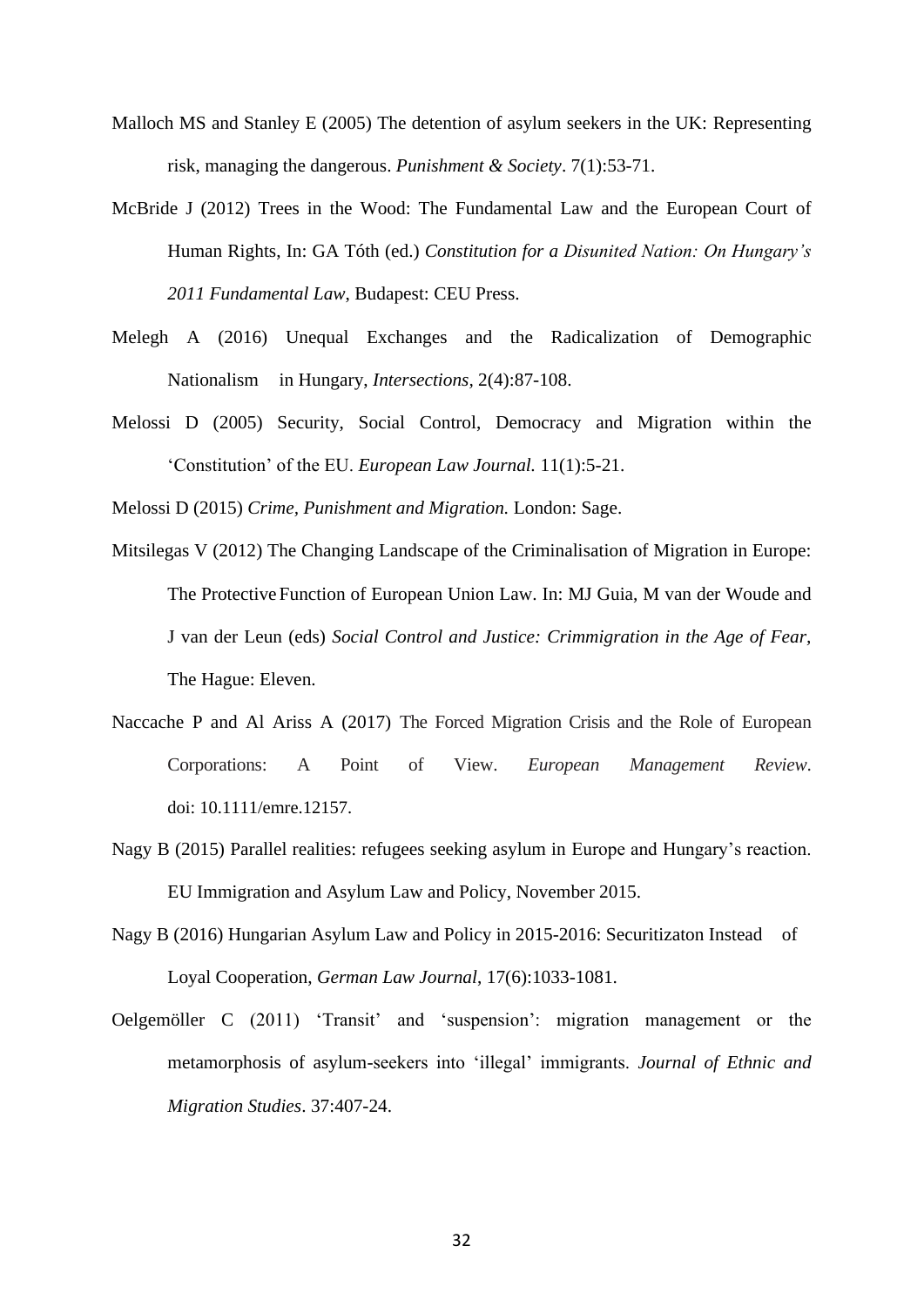Malloch MS and Stanley E (2005) The detention of asylum seekers in the UK: Representing risk, managing the dangerous. *Punishment & Society*. 7(1):53-71.

McBride J (2012) Trees in the Wood: The Fundamental Law and the European Court of Human Rights, In: GA Tóth (ed.) *Constitution for a Disunited Nation: On Hungary's 2011 Fundamental Law*, Budapest: CEU Press.

Melegh A (2016) Unequal Exchanges and the Radicalization of Demographic Nationalism in Hungary, *Intersections*, 2(4):87-108.

Melossi D (2005) Security, Social Control, Democracy and Migration within the 'Constitution' of the EU. *European Law Journal.* 11(1):5-21.

Melossi D (2015) *Crime, Punishment and Migration.* London: Sage.

Mitsilegas V (2012) The Changing Landscape of the Criminalisation of Migration in Europe: The Protective Function of European Union Law. In: MJ Guia, M van der Woude and J van der Leun (eds) *Social Control and Justice: Crimmigration in the Age of Fear*, The Hague: Eleven.

Naccache P and Al Ariss A (2017) The Forced Migration Crisis and the Role of European Corporations: A Point of View. *European Management Review*. doi: 10.1111/emre.12157.

Nagy B (2015) Parallel realities: refugees seeking asylum in Europe and Hungary's reaction. EU Immigration and Asylum Law and Policy, November 2015.

Nagy B (2016) Hungarian Asylum Law and Policy in 2015-2016: Securitizaton Instead of Loyal Cooperation, *German Law Journal*, 17(6):1033-1081.

Oelgemöller C (2011) 'Transit' and 'suspension': migration management or the metamorphosis of asylum-seekers into 'illegal' immigrants. *Journal of Ethnic and Migration Studies*. 37:407-24.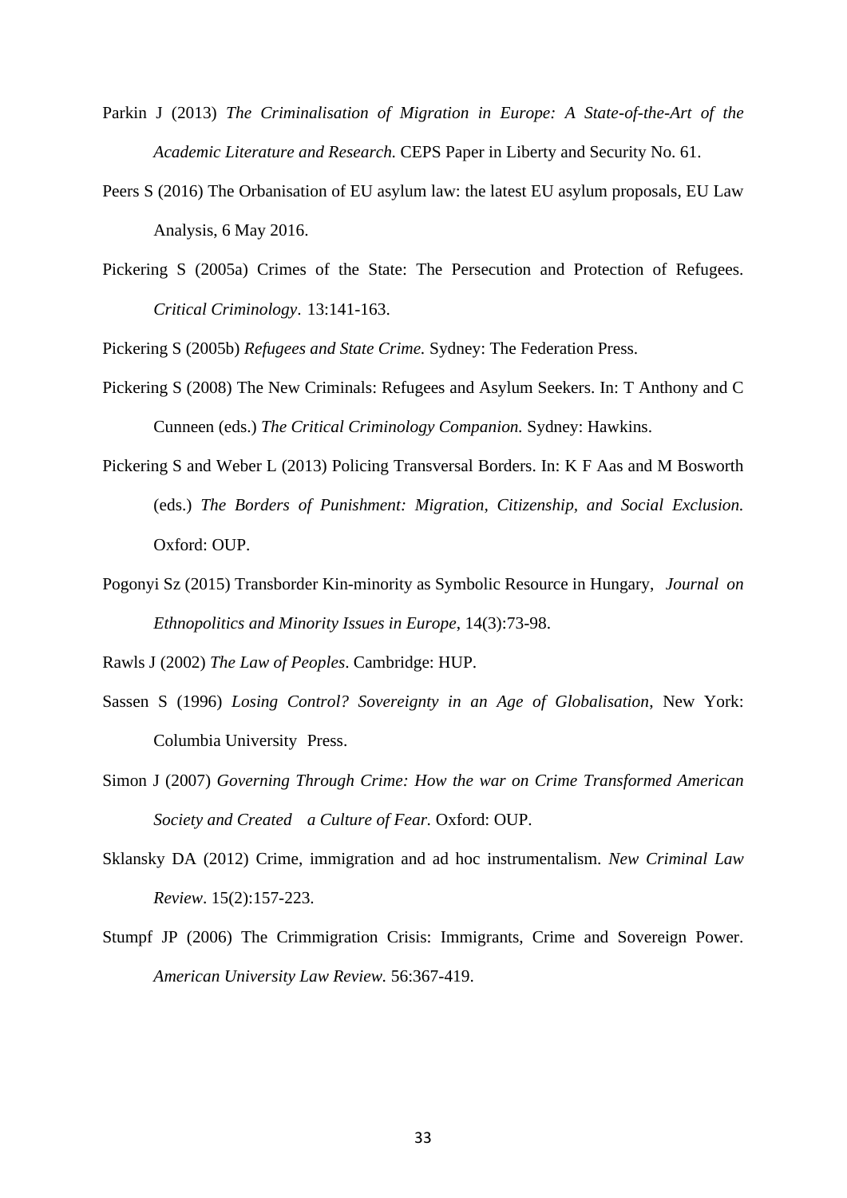Parkin J (2013) *The Criminalisation of Migration in Europe: A State-of-the-Art of the Academic Literature and Research.* CEPS Paper in Liberty and Security No. 61.

Peers S (2016) The Orbanisation of EU asylum law: the latest EU asylum proposals, EU Law Analysis, 6 May 2016.

Pickering S (2005a) Crimes of the State: The Persecution and Protection of Refugees. *Critical Criminology*. 13:141-163.

Pickering S (2005b) *Refugees and State Crime.* Sydney: The Federation Press.

Pickering S (2008) The New Criminals: Refugees and Asylum Seekers. In: T Anthony and C Cunneen (eds.) *The Critical Criminology Companion.* Sydney: Hawkins.

Pickering S and Weber L (2013) Policing Transversal Borders. In: K F Aas and M Bosworth (eds.) *The Borders of Punishment: Migration, Citizenship, and Social Exclusion.* Oxford: OUP.

Pogonyi Sz (2015) Transborder Kin-minority as Symbolic Resource in Hungary, *Journal on Ethnopolitics and Minority Issues in Europe*, 14(3):73-98.

Rawls J (2002) *The Law of Peoples*. Cambridge: HUP.

Sassen S (1996) *Losing Control? Sovereignty in an Age of Globalisation*, New York: Columbia University Press.

Simon J (2007) *Governing Through Crime: How the war on Crime Transformed American Society and Created a Culture of Fear.* Oxford: OUP.

Sklansky DA (2012) Crime, immigration and ad hoc instrumentalism. *New Criminal Law Review*. 15(2):157-223.

Stumpf JP (2006) The Crimmigration Crisis: Immigrants, Crime and Sovereign Power. *American University Law Review.* 56:367-419.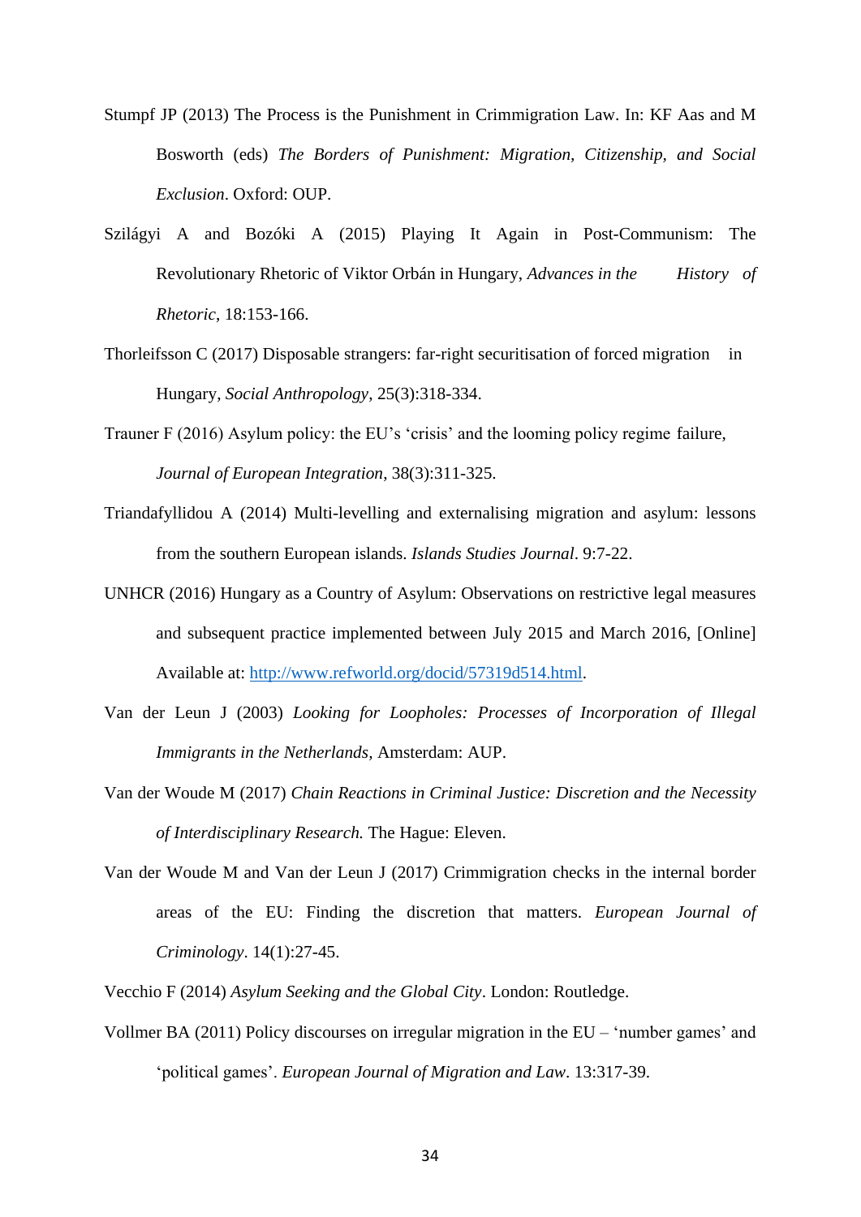Stumpf JP (2013) The Process is the Punishment in Crimmigration Law. In: KF Aas and M Bosworth (eds) *The Borders of Punishment: Migration, Citizenship, and Social Exclusion*. Oxford: OUP.

Szilágyi A and Bozóki A (2015) Playing It Again in Post-Communism: The Revolutionary Rhetoric of Viktor Orbán in Hungary, *Advances in the History of Rhetoric*, 18:153-166.

Thorleifsson C (2017) Disposable strangers: far-right securitisation of forced migration in Hungary, *Social Anthropology*, 25(3):318-334.

Trauner F (2016) Asylum policy: the EU's 'crisis' and the looming policy regime failure, *Journal of European Integration*, 38(3):311-325.

Triandafyllidou A (2014) Multi-levelling and externalising migration and asylum: lessons from the southern European islands. *Islands Studies Journal*. 9:7-22.

UNHCR (2016) Hungary as a Country of Asylum: Observations on restrictive legal measures and subsequent practice implemented between July 2015 and March 2016, [Online] Available at: http://www.refworld.org/docid/57319d514.html.

Van der Leun J (2003) *Looking for Loopholes: Processes of Incorporation of Illegal Immigrants in the Netherlands*, Amsterdam: AUP.

Van der Woude M (2017) *Chain Reactions in Criminal Justice: Discretion and the Necessity of Interdisciplinary Research.* The Hague: Eleven.

Van der Woude M and Van der Leun J (2017) Crimmigration checks in the internal border areas of the EU: Finding the discretion that matters. *European Journal of Criminology*. 14(1):27-45.

Vecchio F (2014) *Asylum Seeking and the Global City*. London: Routledge.

Vollmer BA (2011) Policy discourses on irregular migration in the EU – 'number games' and 'political games'. *European Journal of Migration and Law*. 13:317-39.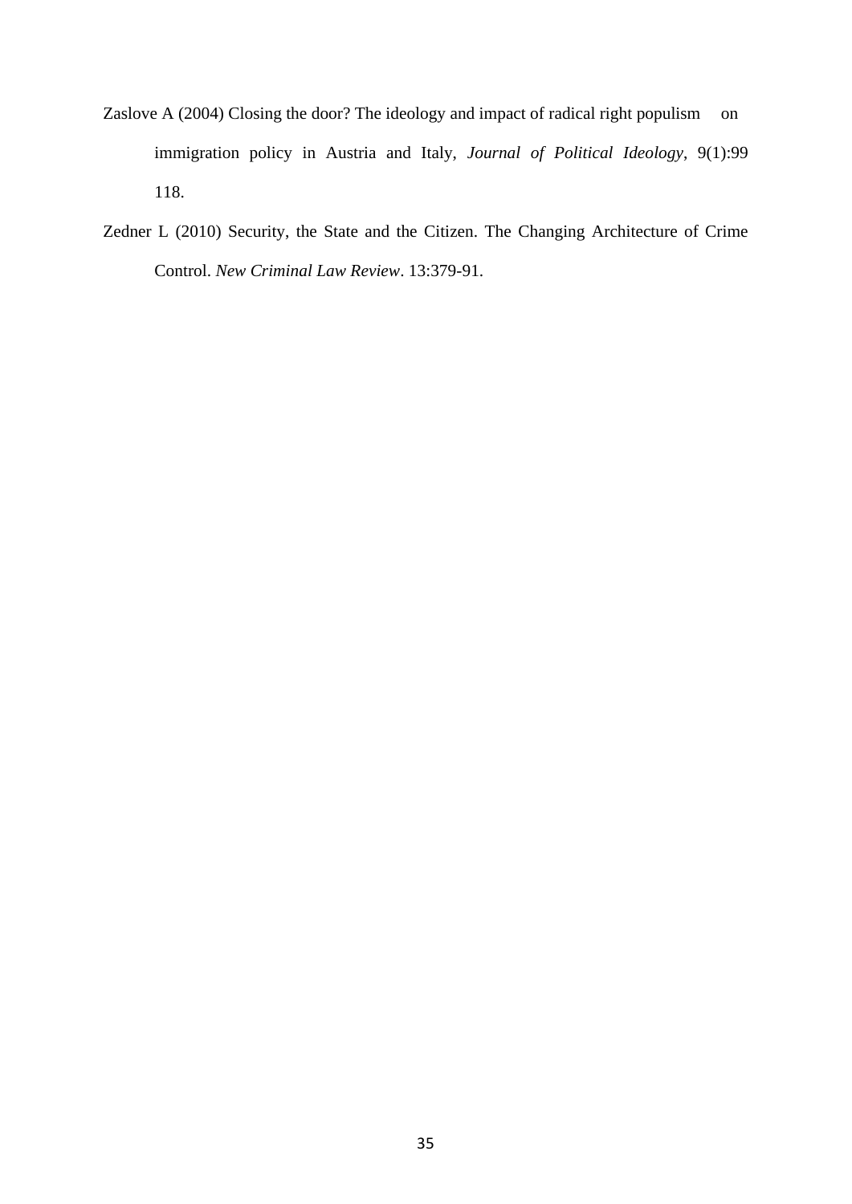Zaslove A (2004) Closing the door? The ideology and impact of radical right populism on immigration policy in Austria and Italy, *Journal of Political Ideology*, 9(1):99 118.

Zedner L (2010) Security, the State and the Citizen. The Changing Architecture of Crime Control. *New Criminal Law Review*. 13:379-91.